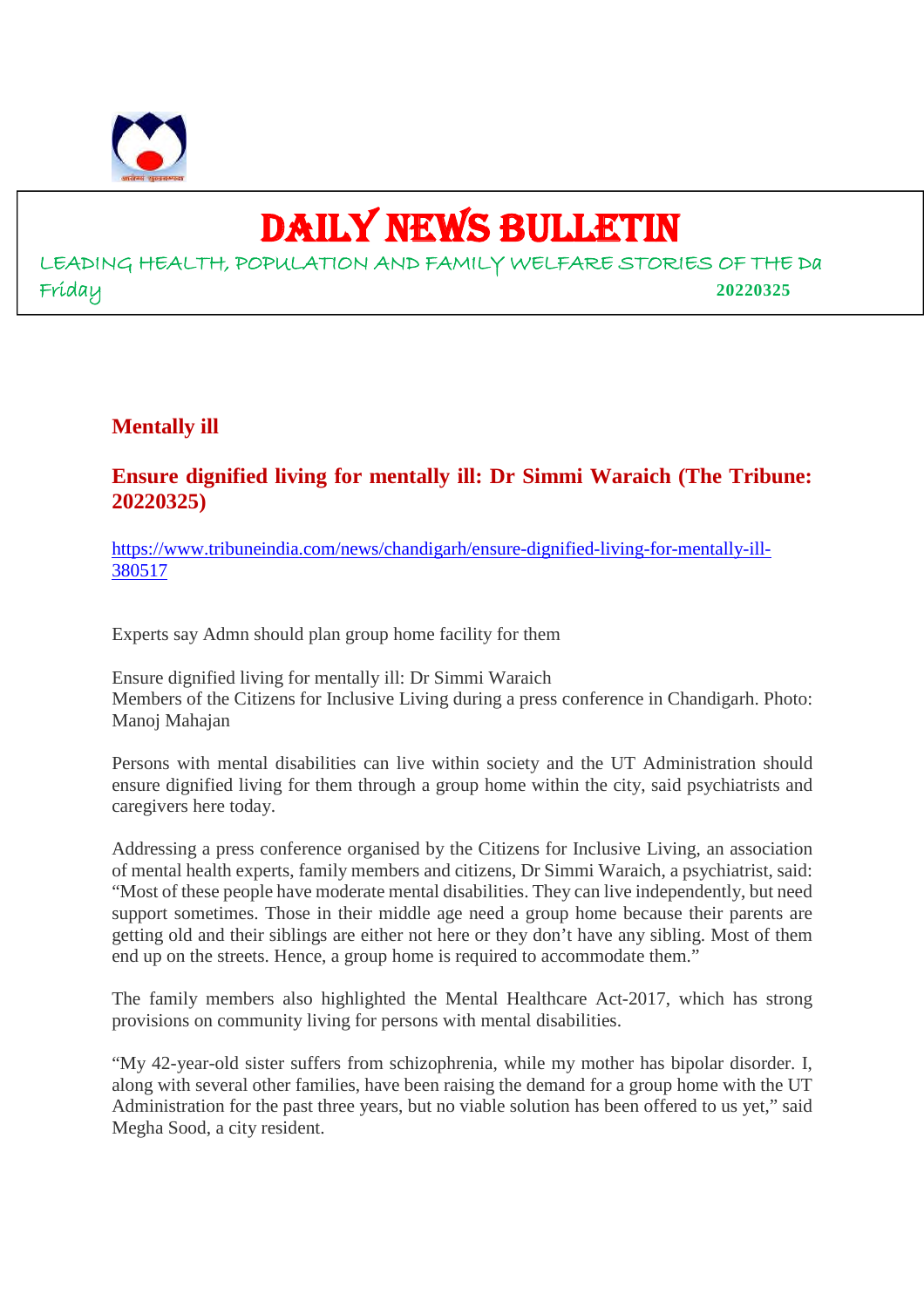# DAILY NEWS BULLETIN

LEADING HEALTH, POPULATION AND FAMILY WELFARE STORIES OF THE Da

Friday 20220325

## Mentally ill

### Ensure dignified living for mentally ill: Dr Simmi Waraich (The Tribune: 20220325)

https://www.tribuneindia.com/news/chandigarh/ensure-dignified-living-for-mentally-ill-380517

Experts say Admn should plan group home facility for them

Ensure dignified living for mentally ill: Dr Simmi Waraich
Members of the Citizens for Inclusive Living during a press conference in Chandigarh. Photo: Manoj Mahajan

Persons with mental disabilities can live within society and the UT Administration should ensure dignified living for them through a group home within the city, said psychiatrists and caregivers here today.

Addressing a press conference organised by the Citizens for Inclusive Living, an association of mental health experts, family members and citizens, Dr Simmi Waraich, a psychiatrist, said: "Most of these people have moderate mental disabilities. They can live independently, but need support sometimes. Those in their middle age need a group home because their parents are getting old and their siblings are either not here or they don't have any sibling. Most of them end up on the streets. Hence, a group home is required to accommodate them."

The family members also highlighted the Mental Healthcare Act-2017, which has strong provisions on community living for persons with mental disabilities.

"My 42-year-old sister suffers from schizophrenia, while my mother has bipolar disorder. I, along with several other families, have been raising the demand for a group home with the UT Administration for the past three years, but no viable solution has been offered to us yet," said Megha Sood, a city resident.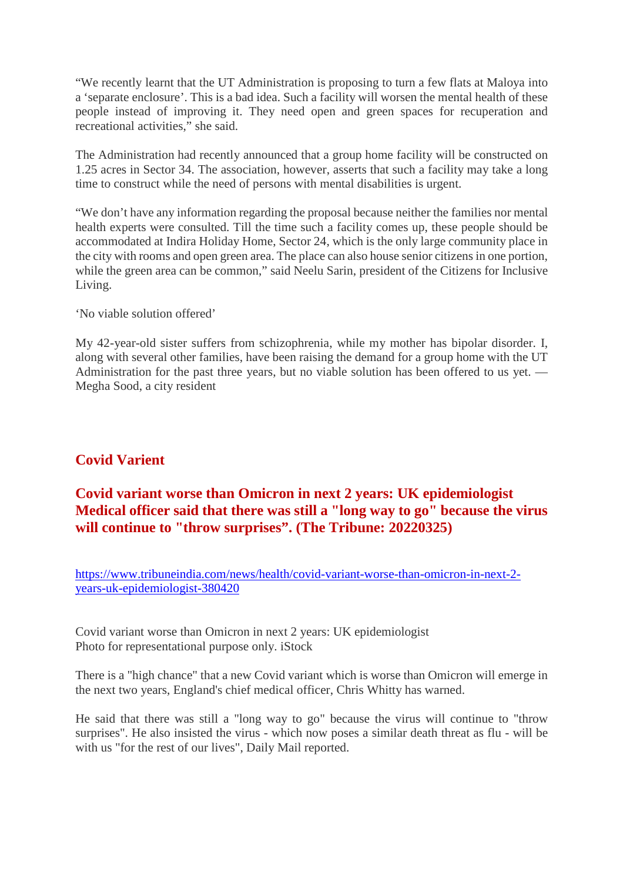"We recently learnt that the UT Administration is proposing to turn a few flats at Maloya into a 'separate enclosure'. This is a bad idea. Such a facility will worsen the mental health of these people instead of improving it. They need open and green spaces for recuperation and recreational activities," she said.

The Administration had recently announced that a group home facility will be constructed on 1.25 acres in Sector 34. The association, however, asserts that such a facility may take a long time to construct while the need of persons with mental disabilities is urgent.

"We don't have any information regarding the proposal because neither the families nor mental health experts were consulted. Till the time such a facility comes up, these people should be accommodated at Indira Holiday Home, Sector 24, which is the only large community place in the city with rooms and open green area. The place can also house senior citizens in one portion, while the green area can be common," said Neelu Sarin, president of the Citizens for Inclusive Living.

'No viable solution offered'

My 42-year-old sister suffers from schizophrenia, while my mother has bipolar disorder. I, along with several other families, have been raising the demand for a group home with the UT Administration for the past three years, but no viable solution has been offered to us yet. — Megha Sood, a city resident

## Covid Varient

## Covid variant worse than Omicron in next 2 years: UK epidemiologist Medical officer said that there was still a "long way to go" because the virus will continue to "throw surprises". (The Tribune: 20220325)

https://www.tribuneindia.com/news/health/covid-variant-worse-than-omicron-in-next-2-years-uk-epidemiologist-380420

Covid variant worse than Omicron in next 2 years: UK epidemiologist
Photo for representational purpose only. iStock

There is a "high chance" that a new Covid variant which is worse than Omicron will emerge in the next two years, England's chief medical officer, Chris Whitty has warned.

He said that there was still a "long way to go" because the virus will continue to "throw surprises". He also insisted the virus - which now poses a similar death threat as flu - will be with us "for the rest of our lives", Daily Mail reported.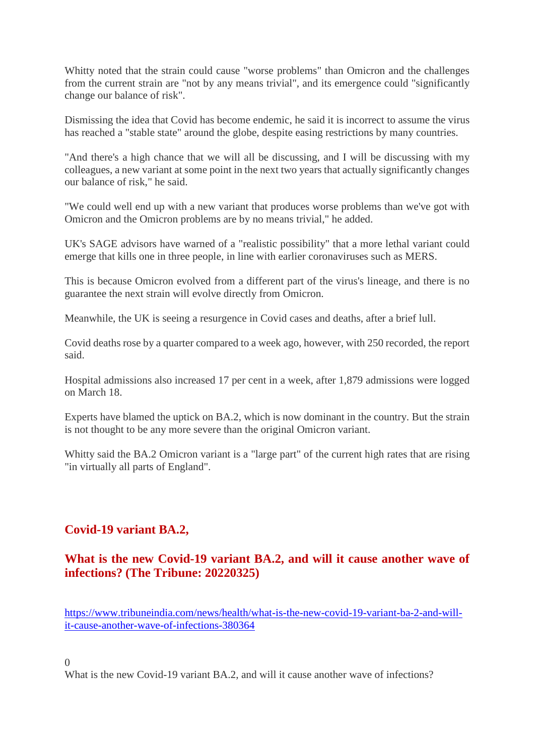Whitty noted that the strain could cause "worse problems" than Omicron and the challenges from the current strain are "not by any means trivial", and its emergence could "significantly change our balance of risk".

Dismissing the idea that Covid has become endemic, he said it is incorrect to assume the virus has reached a "stable state" around the globe, despite easing restrictions by many countries.

"And there's a high chance that we will all be discussing, and I will be discussing with my colleagues, a new variant at some point in the next two years that actually significantly changes our balance of risk," he said.

"We could well end up with a new variant that produces worse problems than we've got with Omicron and the Omicron problems are by no means trivial," he added.

UK's SAGE advisors have warned of a "realistic possibility" that a more lethal variant could emerge that kills one in three people, in line with earlier coronaviruses such as MERS.

This is because Omicron evolved from a different part of the virus's lineage, and there is no guarantee the next strain will evolve directly from Omicron.

Meanwhile, the UK is seeing a resurgence in Covid cases and deaths, after a brief lull.

Covid deaths rose by a quarter compared to a week ago, however, with 250 recorded, the report said.

Hospital admissions also increased 17 per cent in a week, after 1,879 admissions were logged on March 18.

Experts have blamed the uptick on BA.2, which is now dominant in the country. But the strain is not thought to be any more severe than the original Omicron variant.

Whitty said the BA.2 Omicron variant is a "large part" of the current high rates that are rising "in virtually all parts of England".

## Covid-19 variant BA.2,

## What is the new Covid-19 variant BA.2, and will it cause another wave of infections? (The Tribune: 20220325)

https://www.tribuneindia.com/news/health/what-is-the-new-covid-19-variant-ba-2-and-will-it-cause-another-wave-of-infections-380364

0

What is the new Covid-19 variant BA.2, and will it cause another wave of infections?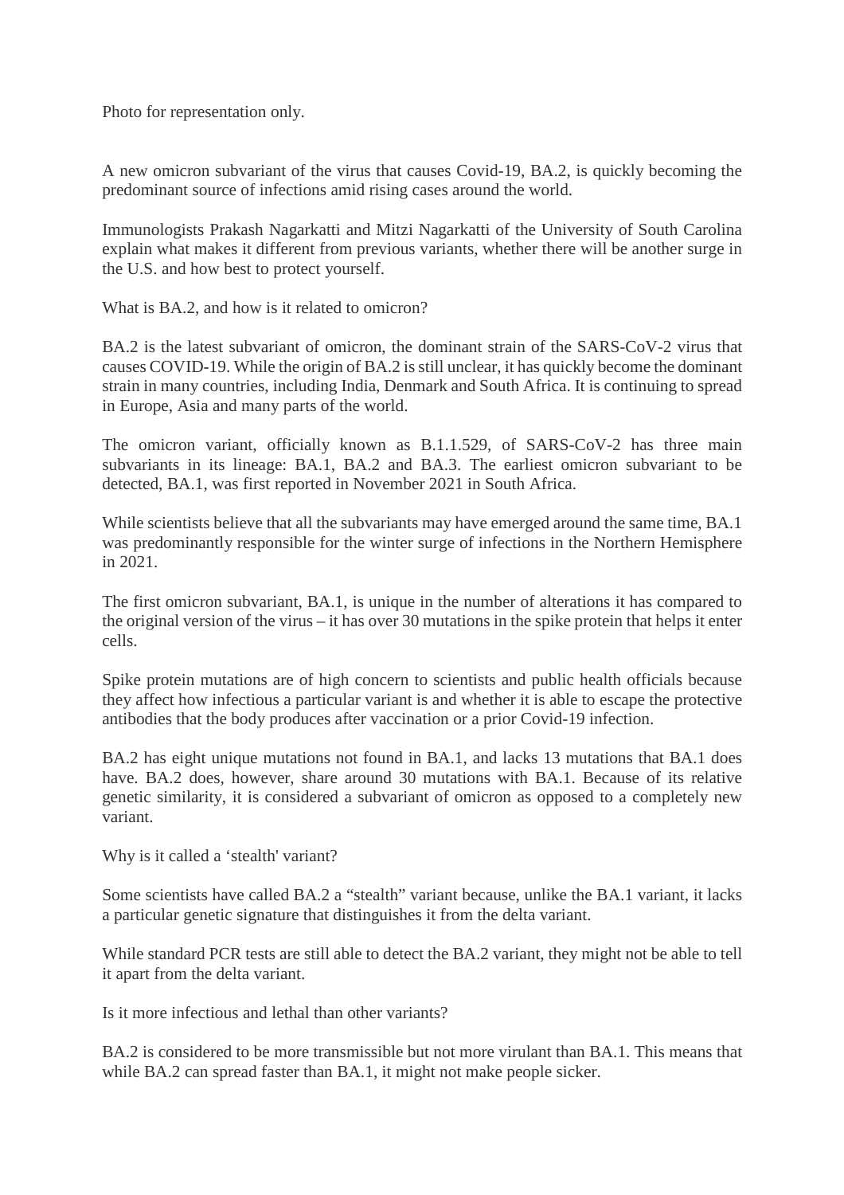Photo for representation only.

A new omicron subvariant of the virus that causes Covid-19, BA.2, is quickly becoming the predominant source of infections amid rising cases around the world.

Immunologists Prakash Nagarkatti and Mitzi Nagarkatti of the University of South Carolina explain what makes it different from previous variants, whether there will be another surge in the U.S. and how best to protect yourself.

What is BA.2, and how is it related to omicron?

BA.2 is the latest subvariant of omicron, the dominant strain of the SARS-CoV-2 virus that causes COVID-19. While the origin of BA.2 is still unclear, it has quickly become the dominant strain in many countries, including India, Denmark and South Africa. It is continuing to spread in Europe, Asia and many parts of the world.

The omicron variant, officially known as B.1.1.529, of SARS-CoV-2 has three main subvariants in its lineage: BA.1, BA.2 and BA.3. The earliest omicron subvariant to be detected, BA.1, was first reported in November 2021 in South Africa.

While scientists believe that all the subvariants may have emerged around the same time, BA.1 was predominantly responsible for the winter surge of infections in the Northern Hemisphere in 2021.

The first omicron subvariant, BA.1, is unique in the number of alterations it has compared to the original version of the virus – it has over 30 mutations in the spike protein that helps it enter cells.

Spike protein mutations are of high concern to scientists and public health officials because they affect how infectious a particular variant is and whether it is able to escape the protective antibodies that the body produces after vaccination or a prior Covid-19 infection.

BA.2 has eight unique mutations not found in BA.1, and lacks 13 mutations that BA.1 does have. BA.2 does, however, share around 30 mutations with BA.1. Because of its relative genetic similarity, it is considered a subvariant of omicron as opposed to a completely new variant.

Why is it called a 'stealth' variant?

Some scientists have called BA.2 a "stealth" variant because, unlike the BA.1 variant, it lacks a particular genetic signature that distinguishes it from the delta variant.

While standard PCR tests are still able to detect the BA.2 variant, they might not be able to tell it apart from the delta variant.

Is it more infectious and lethal than other variants?

BA.2 is considered to be more transmissible but not more virulant than BA.1. This means that while BA.2 can spread faster than BA.1, it might not make people sicker.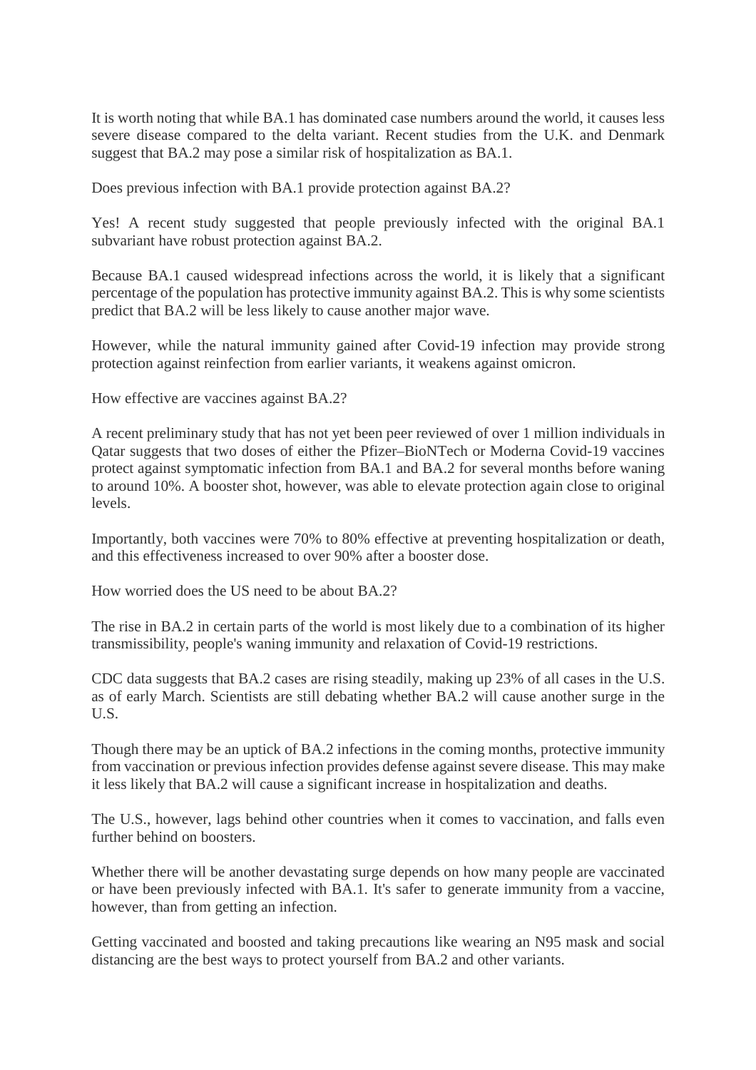It is worth noting that while BA.1 has dominated case numbers around the world, it causes less severe disease compared to the delta variant. Recent studies from the U.K. and Denmark suggest that BA.2 may pose a similar risk of hospitalization as BA.1.

Does previous infection with BA.1 provide protection against BA.2?

Yes! A recent study suggested that people previously infected with the original BA.1 subvariant have robust protection against BA.2.

Because BA.1 caused widespread infections across the world, it is likely that a significant percentage of the population has protective immunity against BA.2. This is why some scientists predict that BA.2 will be less likely to cause another major wave.

However, while the natural immunity gained after Covid-19 infection may provide strong protection against reinfection from earlier variants, it weakens against omicron.

How effective are vaccines against BA.2?

A recent preliminary study that has not yet been peer reviewed of over 1 million individuals in Qatar suggests that two doses of either the Pfizer–BioNTech or Moderna Covid-19 vaccines protect against symptomatic infection from BA.1 and BA.2 for several months before waning to around 10%. A booster shot, however, was able to elevate protection again close to original levels.

Importantly, both vaccines were 70% to 80% effective at preventing hospitalization or death, and this effectiveness increased to over 90% after a booster dose.

How worried does the US need to be about BA.2?

The rise in BA.2 in certain parts of the world is most likely due to a combination of its higher transmissibility, people's waning immunity and relaxation of Covid-19 restrictions.

CDC data suggests that BA.2 cases are rising steadily, making up 23% of all cases in the U.S. as of early March. Scientists are still debating whether BA.2 will cause another surge in the U.S.

Though there may be an uptick of BA.2 infections in the coming months, protective immunity from vaccination or previous infection provides defense against severe disease. This may make it less likely that BA.2 will cause a significant increase in hospitalization and deaths.

The U.S., however, lags behind other countries when it comes to vaccination, and falls even further behind on boosters.

Whether there will be another devastating surge depends on how many people are vaccinated or have been previously infected with BA.1. It's safer to generate immunity from a vaccine, however, than from getting an infection.

Getting vaccinated and boosted and taking precautions like wearing an N95 mask and social distancing are the best ways to protect yourself from BA.2 and other variants.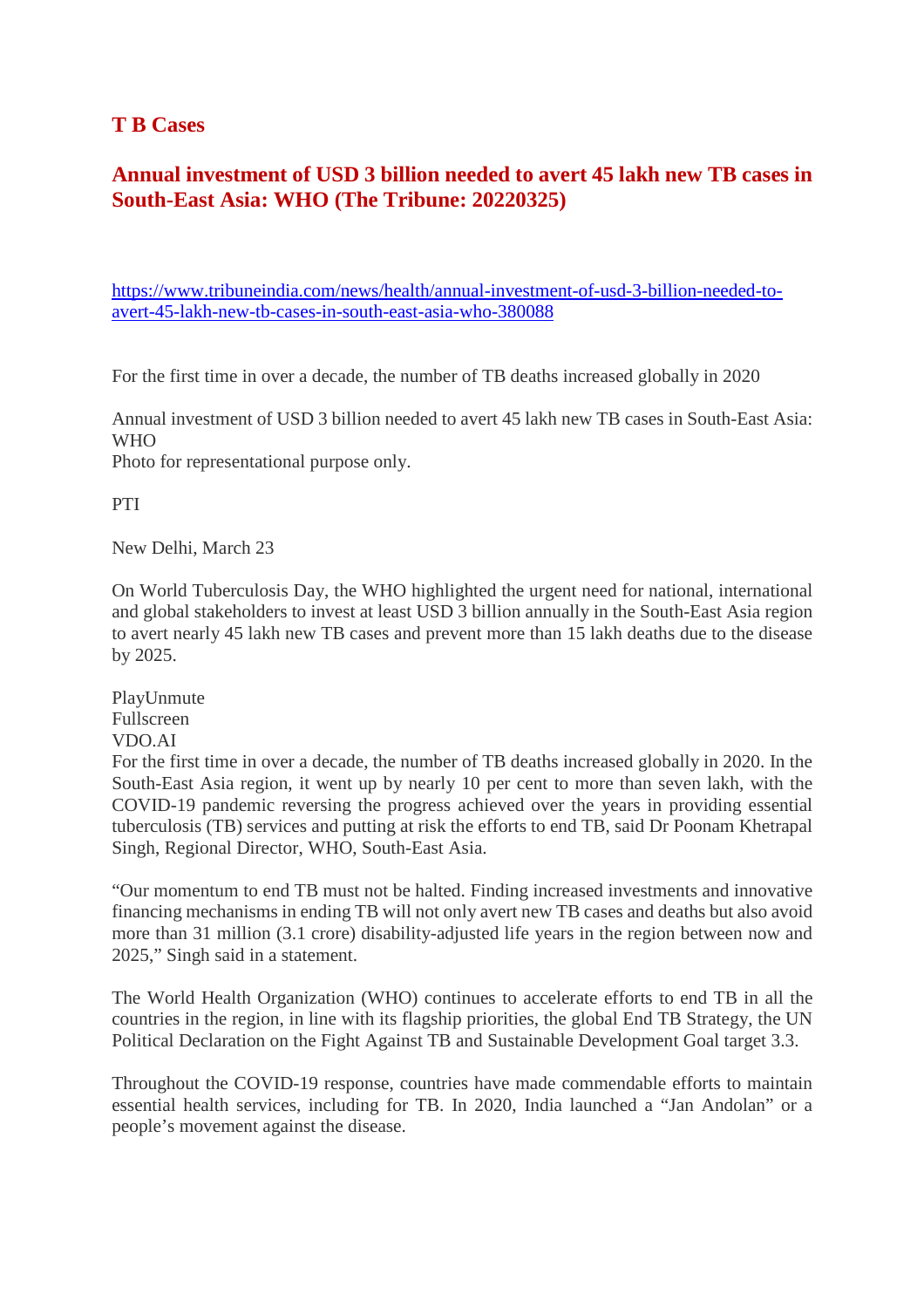## T B Cases

## Annual investment of USD 3 billion needed to avert 45 lakh new TB cases in South-East Asia: WHO (The Tribune: 20220325)

https://www.tribuneindia.com/news/health/annual-investment-of-usd-3-billion-needed-to-avert-45-lakh-new-tb-cases-in-south-east-asia-who-380088

For the first time in over a decade, the number of TB deaths increased globally in 2020

Annual investment of USD 3 billion needed to avert 45 lakh new TB cases in South-East Asia: WHO
Photo for representational purpose only.

PTI

New Delhi, March 23

On World Tuberculosis Day, the WHO highlighted the urgent need for national, international and global stakeholders to invest at least USD 3 billion annually in the South-East Asia region to avert nearly 45 lakh new TB cases and prevent more than 15 lakh deaths due to the disease by 2025.

PlayUnmute
Fullscreen
VDO.AI
For the first time in over a decade, the number of TB deaths increased globally in 2020. In the South-East Asia region, it went up by nearly 10 per cent to more than seven lakh, with the COVID-19 pandemic reversing the progress achieved over the years in providing essential tuberculosis (TB) services and putting at risk the efforts to end TB, said Dr Poonam Khetrapal Singh, Regional Director, WHO, South-East Asia.

"Our momentum to end TB must not be halted. Finding increased investments and innovative financing mechanisms in ending TB will not only avert new TB cases and deaths but also avoid more than 31 million (3.1 crore) disability-adjusted life years in the region between now and 2025," Singh said in a statement.

The World Health Organization (WHO) continues to accelerate efforts to end TB in all the countries in the region, in line with its flagship priorities, the global End TB Strategy, the UN Political Declaration on the Fight Against TB and Sustainable Development Goal target 3.3.

Throughout the COVID-19 response, countries have made commendable efforts to maintain essential health services, including for TB. In 2020, India launched a "Jan Andolan" or a people's movement against the disease.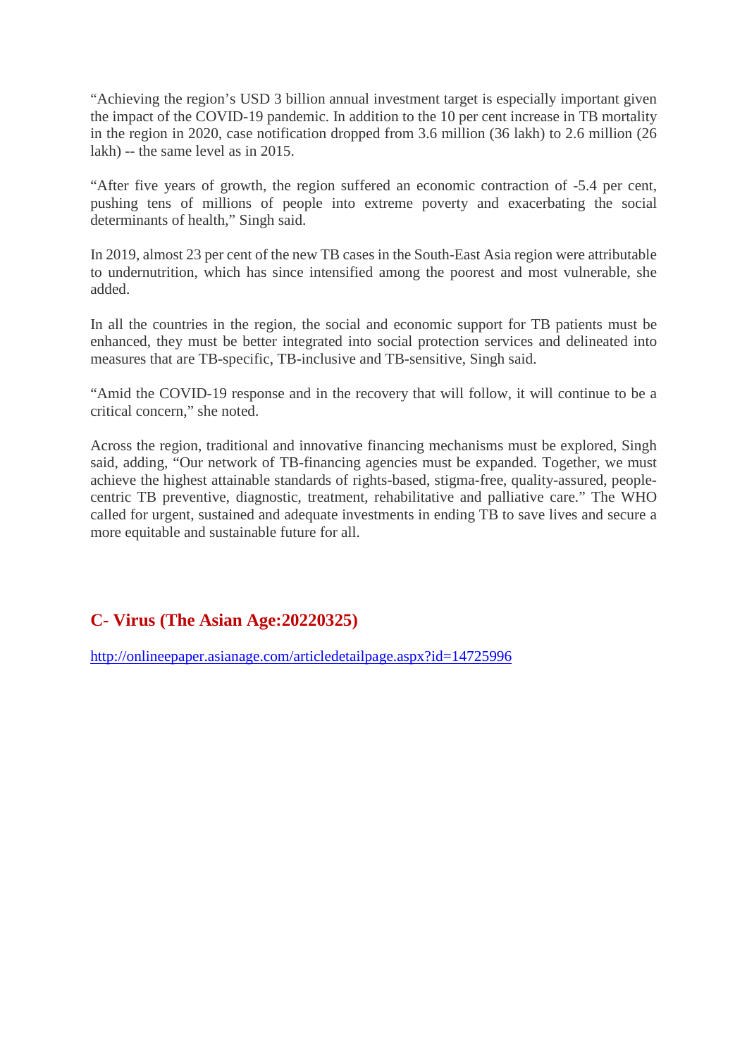"Achieving the region's USD 3 billion annual investment target is especially important given the impact of the COVID-19 pandemic. In addition to the 10 per cent increase in TB mortality in the region in 2020, case notification dropped from 3.6 million (36 lakh) to 2.6 million (26 lakh) -- the same level as in 2015.

"After five years of growth, the region suffered an economic contraction of -5.4 per cent, pushing tens of millions of people into extreme poverty and exacerbating the social determinants of health," Singh said.

In 2019, almost 23 per cent of the new TB cases in the South-East Asia region were attributable to undernutrition, which has since intensified among the poorest and most vulnerable, she added.

In all the countries in the region, the social and economic support for TB patients must be enhanced, they must be better integrated into social protection services and delineated into measures that are TB-specific, TB-inclusive and TB-sensitive, Singh said.

"Amid the COVID-19 response and in the recovery that will follow, it will continue to be a critical concern," she noted.

Across the region, traditional and innovative financing mechanisms must be explored, Singh said, adding, "Our network of TB-financing agencies must be expanded. Together, we must achieve the highest attainable standards of rights-based, stigma-free, quality-assured, people-centric TB preventive, diagnostic, treatment, rehabilitative and palliative care." The WHO called for urgent, sustained and adequate investments in ending TB to save lives and secure a more equitable and sustainable future for all.

## C- Virus (The Asian Age:20220325)

http://onlineepaper.asianage.com/articledetailpage.aspx?id=14725996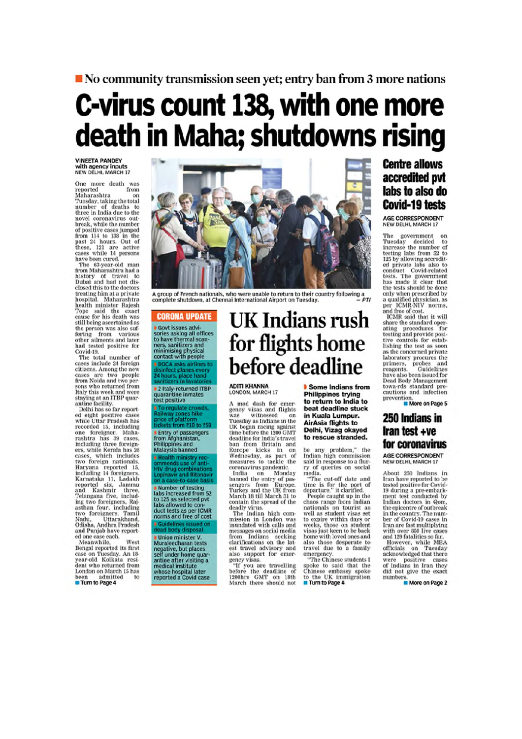■ No community transmission seen yet; entry ban from 3 more nations

# C-virus count 138, with one more death in Maha; shutdowns rising

**VINEETA PANDEY**
with agency inputs
NEW DELHI, MARCH 17

One more death was reported from Maharashtra on Tuesday, taking the total number of deaths to three in India due to the novel coronavirus outbreak, while the number of positive cases jumped from 114 to 138 in the past 24 hours. Out of these, 121 are active cases while 14 persons have been cured.

The 63-year-old man from Maharashtra had a history of travel to Dubai and had not disclosed this to the doctors treating him at a private hospital. Maharashtra health minister Rajesh Tope said the exact cause for his death was still being ascertained as the person was also suffering from various other ailments and later had tested positive for Covid-19.

The total number of cases include 24 foreign citizens. Among the new cases are two people from Noida and two persons who returned from Italy this week and were staying at an ITBP quarantine facility.

Delhi has so far reported eight positive cases while Uttar Pradesh has recorded 15, including one foreigner. Maharashtra has 39 cases, including three foreigners, while Kerala has 26 cases, which includes two foreign nationals. Haryana reported 15, including 14 foreigners, Karnataka 11, Ladakh reported six, Jammu and Kashmir three, Telangana five, including two foreigners, Rajasthan four, including two foreigners. Tamil Nadu, Uttarakhand, Odisha, Andhra Pradesh and Punjab have reported one case each.

Meanwhile, West Bengal reported its first case on Tuesday. An 18-year-old Kolkata resident who returned from London on March 15 has been admitted to

■ Turn to Page 4

A group of French nationals, who were unable to return to their country following a complete shutdown, at Chennai International Airport on Tuesday. — PTI

## CORONA UPDATE

- Govt issues advisories asking all offices to have thermal scanners, sanitizers and minimising physical contact with people
- DGCA asks airlines to disinfect planes every 24 hours, place hand sanitizers in lavatories
- 2 Italy-returned ITBP quarantine inmates test positive
- To regulate crowds, Railway zones hike price of platform tickets from ₹10 to ₹50
- Entry of passengers from Afghanistan, Philippines and Malaysia banned
- Health ministry recommends use of anti-HIV drug combinations Lopinavir and Ritonavir on a case-to-case basis
- Number of testing labs increased from 52 to 125 as selected pvt labs allowed to conduct tests as per ICMR norms and free of cost
- Guidelines issued on dead body disposal
- Union minister V. Muraleedharan tests negative, but places self under home quarantine after visiting a medical institute whose hospital later reported a Covid case

# UK Indians rush for flights home before deadline

**ADITI KHANNA**
LONDON, MARCH 17

A mad dash for emergency visas and flights was witnessed on Tuesday as Indians in the UK began racing against time before the 1200 GMT deadline for India's travel ban from Britain and Europe kicks in on Wednesday, as part of measures to tackle the coronavirus pandemic.

India on Monday banned the entry of passengers from Europe, Turkey and the UK from March 18 till March 31 to contain the spread of the deadly virus.

The Indian high commission in London was inundated with calls and messages on social media from Indians seeking clarifications on the latest travel advisory and also support for emergency visas.

"If you are travelling before the deadline of 1200hrs GMT on 18th March there should not be any problem," the Indian high commission said in response to a flurry of queries on social media.

"The cut-off date and time is for the port of departure," it clarified.

People caught up in the chaos range from Indian nationals on tourist as well as student visas set to expire within days or weeks, those on student visas just keen to be back home with loved ones and also those desperate to travel due to a family emergency.

"The Chinese students I spoke to said that the Chinese embassy spoke to the UK immigration

■ Turn to Page 4

**▶ Some Indians from Philippines trying to return to India to beat deadline stuck in Kuala Lumpur. AirAsia flights to Delhi, Vizag okayed to rescue stranded.**

# Centre allows accredited pvt labs to also do Covid-19 tests

**AGE CORRESPONDENT**
NEW DELHI, MARCH 17

The government on Tuesday decided to increase the number of testing labs from 52 to 125 by allowing accredited private labs also to conduct Covid-related tests. The government has made it clear that the tests should be done only when prescribed by a qualified physician, as per ICMR-NIV norms, and free of cost.

ICMR said that it will share the standard operating procedures for testing and provide positive controls for establishing the test as soon as the concerned private laboratory procures the primers, probes and reagents. Guidelines have also been issued for Dead Body Management towards standard precautions and infection prevention.

■ More on Page 5

# 250 Indians in Iran test +ve for coronavirus

**AGE CORRESPONDENT**
NEW DELHI, MARCH 17

About 250 Indians in Iran have reported to be tested positive for Covid-19 during a pre-embarkment test conducted by Indian doctors in Qom, the epicentre of outbreak in the country. The number of Covid-19 cases in Iran are fast multiplying with over 850 live cases and 129 fatalities so far.

However, while MEA officials on Tuesday acknowledged that there were positive cases of Indians in Iran they did not give the exact numbers.

■ More on Page 2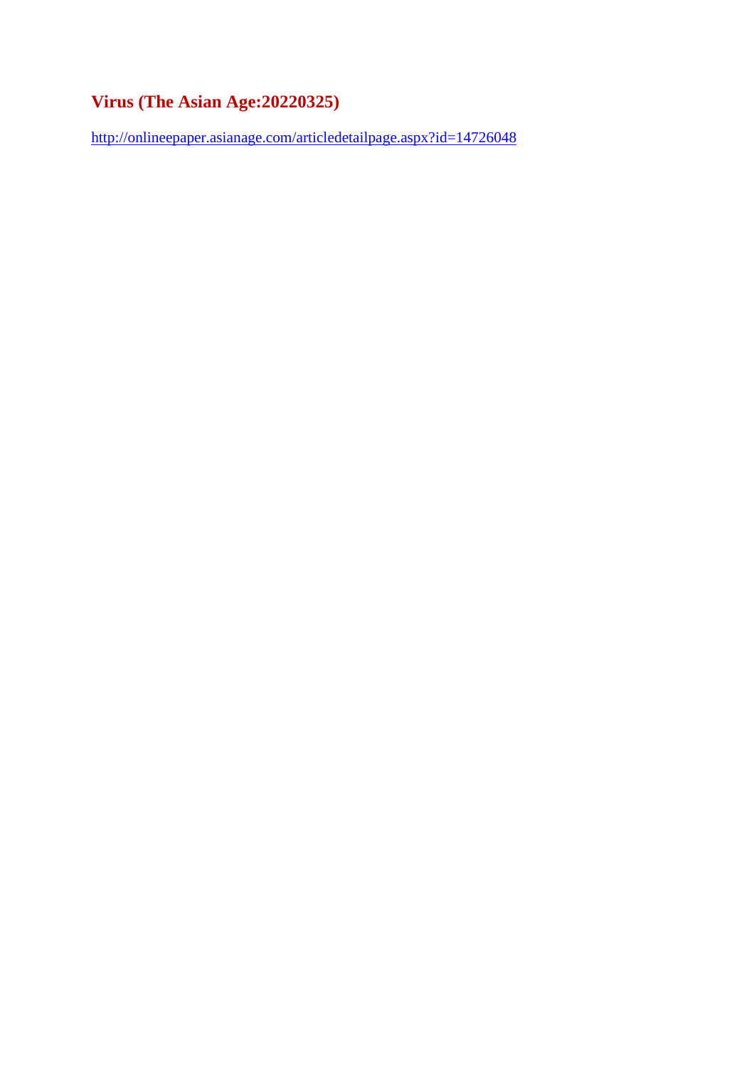## Virus (The Asian Age:20220325)

http://onlineepaper.asianage.com/articledetailpage.aspx?id=14726048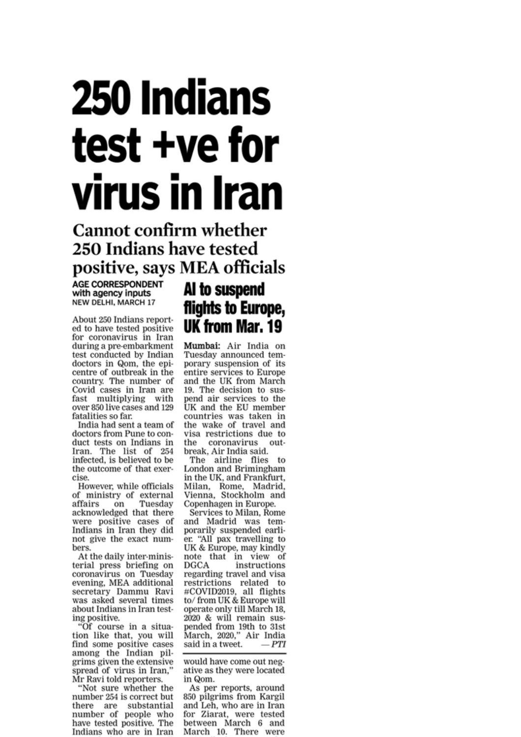# 250 Indians test +ve for virus in Iran

## Cannot confirm whether 250 Indians have tested positive, says MEA officials

**AGE CORRESPONDENT**
**with agency inputs**
NEW DELHI, MARCH 17

About 250 Indians reported to have tested positive for coronavirus in Iran during a pre-embarkment test conducted by Indian doctors in Qom, the epicentre of outbreak in the country. The number of Covid cases in Iran are fast multiplying with over 850 live cases and 129 fatalities so far.

India had sent a team of doctors from Pune to conduct tests on Indians in Iran. The list of 254 infected, is believed to be the outcome of that exercise.

However, while officials of ministry of external affairs on Tuesday acknowledged that there were positive cases of Indians in Iran they did not give the exact numbers.

At the daily inter-ministerial press briefing on coronavirus on Tuesday evening, MEA additional secretary Dammu Ravi was asked several times about Indians in Iran testing positive.

"Of course in a situation like that, you will find some positive cases among the Indian pilgrims given the extensive spread of virus in Iran," Mr Ravi told reporters.

"Not sure whether the number 254 is correct but there are substantial number of people who have tested positive. The Indians who are in Iran would have come out negative as they were located in Qom.

As per reports, around 850 pilgrims from Kargil and Leh, who are in Iran for Ziarat, were tested between March 6 and March 10. There were

### AI to suspend flights to Europe, UK from Mar. 19

**Mumbai:** Air India on Tuesday announced temporary suspension of its entire services to Europe and the UK from March 19. The decision to suspend air services to the UK and the EU member countries was taken in the wake of travel and visa restrictions due to the coronavirus outbreak, Air India said.

The airline flies to London and Brimingham in the UK, and Frankfurt, Milan, Rome, Madrid, Vienna, Stockholm and Copenhagen in Europe.

Services to Milan, Rome and Madrid was temporarily suspended earlier. "All pax travelling to UK & Europe, may kindly note that in view of DGCA instructions regarding travel and visa restrictions related to #COVID2019, all flights to/ from UK & Europe will operate only till March 18, 2020 & will remain suspended from 19th to 31st March, 2020," Air India said in a tweet. *— PTI*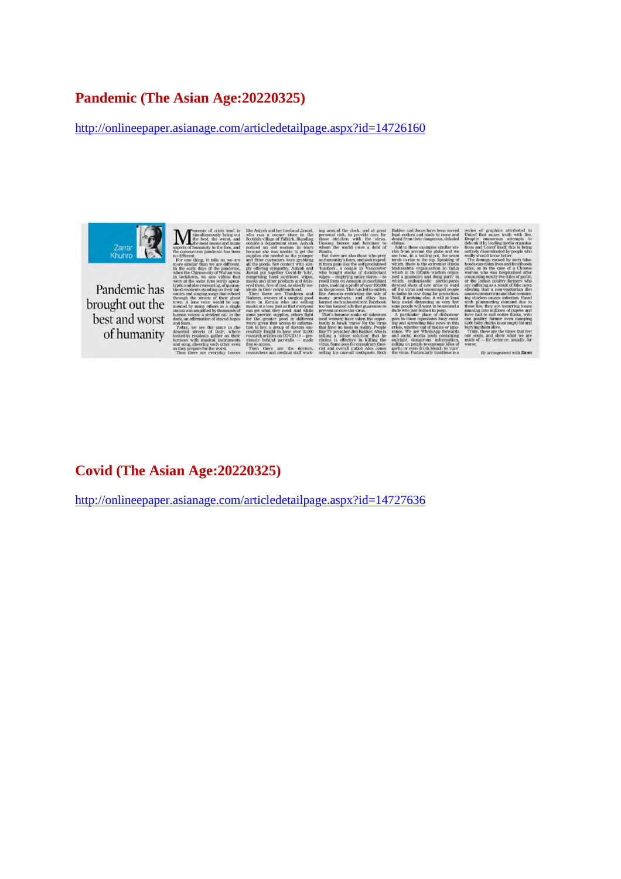## Pandemic (The Asian Age:20220325)

http://onlineepaper.asianage.com/articledetailpage.aspx?id=14726160

Zarrar Khuhro

# Pandemic has brought out the best and worst of humanity

Moments of crisis tend to simultaneously bring out the best, the worst, and the most insane and inane aspects of humanity to the fore, and the coronavirus pandemic has been no different.

For one thing, it tells us we are more similar than we are different. In the early days of the pandemic, when the Chinese city of Wuhan was in lockdown, we saw videos that were at the same time eerily apocalyptic and also reassuring, of quarantined residents standing on their balconies and singing songs that echoed through the streets of their ghost town. A lone voice would be augmented by many others as a single stanza was amplified by thousands of human voices: a strident call in the dark, an affirmation of shared hopes and fears.

Today, we see the same in the deserted streets of Italy, where locked-in residents gather on their terraces with musical instruments and song, cheering each other even as they prepare for the worst.

Then there are everyday heroes like Asiyah and her husband Jawad, who run a corner store in the Scottish village of Falkirk. Standing outside a department store, Asiyah noticed an old woman in tears because she was unable to get the supplies she needed as the younger and fitter customers were grabbing all the goods. Not content with simply offering sympathy, Asiyah and Jawad put together Covid-19 'kits', comprising hand sanitisers, wipes, masks and other products and delivered them, free of cost, to elderly residents in their neighbourhood.

Then there are Thasleem and Nadeem, owners of a surgical good store in Kerala who are selling masks at a loss, just so that everyone can get what they need. And while some provide supplies, others fight for the greater good in different ways: given that access to information is key, a group of doctors successfully fought to have over 32,000 research articles on COVID-19 — previously behind paywalls — made free to access.

Then there are the doctors, researchers and medical staff working around the clock, and at great personal risk, to provide care for those stricken with the virus. Unsung heroes and heroines to whom the world owes a debt of thanks.

But there are also those who prey on humanity's fears, and seek to profit from pain like the self-proclaimed 'hustlers', a couple in Vancouver who bought stocks of disinfectant wipes — emptying entire stores — to resell them on Amazon at exorbitant rates, making a profit of over $70,000 in the process. This has led to outlets like Amazon restricting the sale of many products, and eBay has banned such sales entirely. Facebook too has banned ads that guarantee to prevent or cure the virus.

That's because snake oil salesmen (and women) have taken the opportunity to hawk 'cures' for the virus that have no basis in reality. People like TV preacher Jim Bakker, who is selling a 'silver solution' that he claims is effective in killing the virus. Same goes for conspiracy theorist and overall nutjob Alex Jones selling his cure-all toothpaste. Both Bakker and Jones have been served legal notices and made to cease and desist from their dangerous, deluded claims.

Add to these examples similar stories from around the globe and we see how, in a boiling pot, the scum tends to rise to the top. Speaking of which, there is the extremist Hindu Mahasabha organisation in India which in its infinite wisdom organised a gaumutra and dung party in which enthusiastic participants downed shots of cow urine to ward off the virus and encouraged people to bathe in cow dung for protection. Well, if nothing else, it will at least help social distancing as very few sane people will want to be around a dude who just bathed in poop.

A particular place of dishonour goes to those reprobates busy creating and spreading fake news in this crisis, whether out of malice or ignorance. We see WhatsApp forwards and social media posts containing outright dangerous information, calling on people to consume kilos of garlic or even drink bleach to 'cure' the virus. Particularly insidious is a series of graphics attributed to Unicef that mixes truth with lies. Despite numerous attempts to debunk it by leading media organisations and Unicef itself, this is being actively disseminated by people who really should know better.

The damage caused by such falsehoods can claim lives and livelihoods alike, as in the case of a Chinese woman who was hospitalised after consuming nearly two kilos of garlic, or the Indian poultry farmers who are suffering as a result of fake news alleging that a non-vegetarian diet causes coronavirus and that consuming chicken causes infection. Faced with plummeting demand due to these lies, they are incurring losses running into millions of rupees and have had to cull entire flocks, with one poultry farmer even dumping 6,000 baby chicks in an empty lot and burying them alive.

Truly, these are the times that test our souls, and show what we are made of — for better or, usually, for worse.

*By arrangement with Dawn*

## Covid (The Asian Age:20220325)

http://onlineepaper.asianage.com/articledetailpage.aspx?id=14727636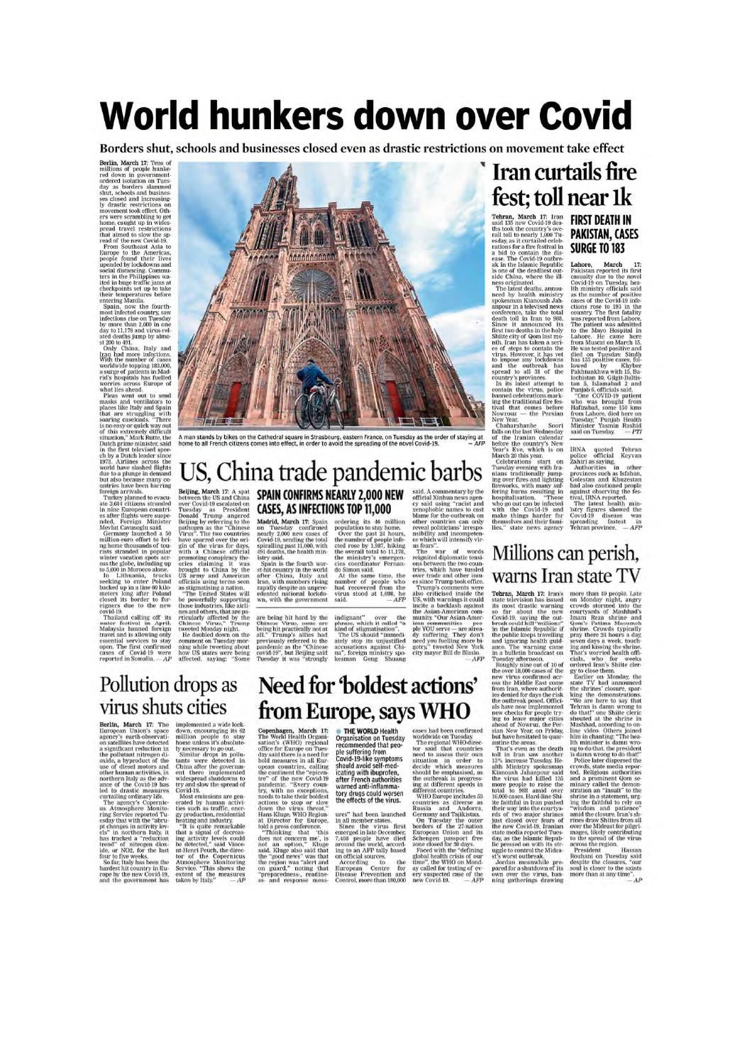# World hunkers down over Covid

**Borders shut, schools and businesses closed even as drastic restrictions on movement take effect**

**Berlin, March 17:** Tens of millions of people hunkered down in government-ordered isolation on Tuesday as borders slammed shut, schools and businesses closed and increasingly drastic restrictions on movement took effect. Others were scrambling to get home, caught up in widespread travel restrictions that aimed to slow the spread of the new Covid-19.

From Southeast Asia to Europe to the Americas, people found their lives upended by lockdowns and social distancing. Commuters in the Philippines waited in huge traffic jams at checkpoints set up to take their temperatures before entering Manila.

Spain, now the fourth-most infected country, saw infections rise on Tuesday by more than 2,000 in one day to 11,178 and virus-related deaths jump by almost 200 to 491.

Only China, Italy and Iran had more infections. With the number of cases worldwide topping 183,000, a surge of patients in Madrid's hospitals has fuelled worries across Europe of what lies ahead.

Pleas went out to send masks and ventilators to places like Italy and Spain that are struggling with soaring caseloads. "There is no easy or quick way out of this extremely difficult situation," Mark Rutte, the Dutch prime minister, said in the first televised speech by a Dutch leader since 1973. Airlines across the world have slashed flights due to a plunge in demand but also because many countries have been barring foreign arrivals.

Turkey planned to evacuate 3,614 citizens stranded in nine European countries after flights were suspended, Foreign Minister Mevlut Cavusoglu said.

Germany launched a 50 million-euro effort to bring home thousands of tourists stranded in popular winter vacation spots across the globe, including up to 5,000 in Morocco alone.

In Lithuania, trucks seeking to enter Poland backed up in a line 60 kilometers long after Poland closed its border to foreigners due to the new covid-19.

Thailand calling off its water festival in April. Malaysia banned foreign travel and is allowing only essential services to stay open. The first confirmed cases of Covid-19 were reported in Somalia. — *AP*

A man stands by bikes on the Cathedral square in Strasbourg, eastern France, on Tuesday as the order of staying at home to all French citizens comes into effect, in order to avoid the spreading of the novel Covid-19. — *AFP*

## US, China trade pandemic barbs

**Beijing, March 17:** A spat between the US and China over Covid-19 escalated on Tuesday as President Donald Trump angered Beijing by referring to the pathogen as the "Chinese Virus". The two countries have sparred over the origin of the virus for days, with a Chinese official promoting conspiracy theories claiming it was brought to China by the US army and American officials using terms seen as stigmatising a nation.

"The United States will be powerfully supporting those industries, like airlines and others, that are particularly affected by the Chinese Virus," Trump tweeted Monday night.

He doubled down on the comment on Tuesday morning while tweeting about how US states were being affected, saying: "Some are being hit hard by the Chinese Virus, some are being hit practically not at all." Trump's allies had previously referred to the pandemic as the "Chinese covid-19", but Beijing said Tuesday it was "strongly indignant" over the phrase, which it called "a kind of stigmatisation".

The US should "immediately stop its unjustified accusations against China," foreign ministry spokesman Geng Shuang said. A commentary by the official Xinhua news agency said using "racist and xenophobic names to cast blame for the outbreak on other countries can only reveal politicians' irresponsibility and incompetence which will intensify virus fears".

The war of words reignited diplomatic tensions between the two countries, which have tussled over trade and other issues since Trump took office. Trump's comments were also criticised inside the US, with warnings it could incite a backlash against the Asian-American community. "Our Asian-American communities — people YOU serve — are already suffering. They don't need you fuelling more bigotry," tweeted New York city mayor Bill de Blasio. — *AFP*

### SPAIN CONFIRMS NEARLY 2,000 NEW CASES, AS INFECTIONS TOP 11,000

**Madrid, March 17:** Spain on Tuesday confirmed nearly 2,000 new cases of Covid-19, sending the total spiralling past 11,000, with 491 deaths, the health ministry said.

Spain is the fourth worst-hit country in the world after China, Italy and Iran, with numbers rising rapidly despite an unprecedented national lockdown, with the government ordering its 46 million population to stay home.

Over the past 24 hours, the number of people infected rose by 1,987, hiking the overall total to 11,178, the ministry's emergencies coordinator Fernando Simon said.

At the same time, the number of people who had recovered from the virus stood at 1,098, he said. — *AFP*

## Iran curtails fire fest; toll near 1k

**Tehran, March 17:** Iran said 135 new Covid-19 deaths took the country's overall toll to nearly 1,000 Tuesday, as it curtailed celebrations for a fire festival in a bid to contain the disease. The Covid-19 outbreak in the Islamic Republic is one of the deadliest outside China, where the illness originated.

The latest deaths, announced by health ministry spokesman Kianoush Jahanpour in a televised news conference, take the total death toll in Iran to 988. Since it announced its first two deaths in the holy Shiite city of Qom last month, Iran has taken a series of steps to contain the virus. However, it has yet to impose any lockdowns and the outbreak has spread to all 31 of the country's provinces.

In its latest attempt to contain the virus, police banned celebrations marking the traditional fire festival that comes before Nowrouz — the Persian New Year.

Chaharshanbe Soori falls on the last Wednesday of the Iranian calendar before the country's New Year's Eve, which is on March 20 this year.

Celebrations start on Tuesday evening with Iranians traditionally jumping over fires and lighting fireworks, with many suffering burns resulting in hospitalisation. "These who go out can be infected with the Covid-19 and make things harder for themselves and their families," state news agency IRNA quoted Tehran police official Keyvan Zahiri as saying.

Authorities in other provinces such as Isfahan, Golestan and Khuzestan had also cautioned people against observing the festival, IRNA reported.

The latest health ministry figures showed the Covid-19 disease was spreading fastest in Tehran province. — *AFP*

### FIRST DEATH IN PAKISTAN, CASES SURGE TO 183

**Lahore, March 17:** Pakistan reported its first casualty due to the novel Covid-19 on Tuesday, health ministry officials said as the number of positive cases of the Covid-19 infections rose to 183 in the country. The first fatality was reported from Lahore. The patient was admitted to the Mayo Hospital in Lahore. He came here from Muscat on March 15. He was tested positive and died on Tuesday. Sindh has 155 positive cases, followed by Khyber Pakhtunkhwa with 15, Balochistan 10, Gilgit-Baltistan 3, Islamabad 2 and Punjab 6, officials said.

"One COVID-19 patient who was brought from Hafizabad, some 150 kms from Lahore, died here on Tuesday," Punjab Health Minister Yasmin Rashid said on Tuesday. — *PTI*

## Millions can perish, warns Iran state TV

**Tehran, March 17:** Iran's state television has issued its most drastic warning so far about the new Covid-19, saying the outbreak could kill "millions" in the Islamic Republic if the public keeps travelling and ignoring health guidance. The warning came in a bulletin broadcast on Tuesday afternoon.

Roughly nine out of 10 of the over 18,000 cases of the new virus confirmed across the Middle East come from Iran, where authorities denied for days the risk the outbreak posed. Officials have now implemented new checks for people trying to leave major cities ahead of Nowruz, the Persian New Year, on Friday, but have hesitated to quarantine the areas.

That's even as the death toll in Iran saw another 13% increase Tuesday. Health Ministry spokesman Kianoush Jahanpour said the virus had killed 135 more people to raise the total to 988 amid over 16,000 cases. Hard-line Shiite faithful in Iran pushed their way into the courtyards of two major shrines just closed over fears of the new Covid-19, Iranian state media reported Tuesday, as the Islamic Republic pressed on with its struggle to control the Mideast's worst outbreak.

Jordan meanwhile prepared for a shutdown of its own over the virus, banning gatherings drawing more than 10 people. Late on Monday night, angry crowds stormed into the courtyards of Mashhad's Imam Reza shrine and Qom's Fatima Masumeh shrine. Crowds typically pray there 24 hours a day, seven days a week, touching and kissing the shrine. That's worried health officials, who for weeks ordered Iran's Shiite clergy to close them.

Earlier on Monday, the state TV had announced the shrines' closure, sparking the demonstrations. "We are here to say that Tehran is damn wrong to do that!" one Shiite cleric shouted at the shrine in Mashhad, according to online videos. Others joined him in chanting: "The health minister is damn wrong to do that, the president is damn wrong to do that!"

Police later dispersed the crowds, state media reported. Religious authorities and a prominent Qom seminary called the demonstration an "insult" to the shrine in a statement, urging the faithful to rely on "wisdom and patience" amid the closure. Iran's shrines draw Shiites from all over the Mideast for pilgrimages, likely contributing to the spread of the virus across the region.

President Hassan Rouhani on Tuesday said despite the closures, "our soul is closer to the saints more than at any time". — *AP*

## Pollution drops as virus shuts cities

**Berlin, March 17:** The European Union's space agency's earth-observation satellites have detected a significant reduction in the pollutant nitrogen dioxide, a byproduct of the use of diesel motors and other human activities, in northern Italy as the advance of the Covid-19 has led to drastic measures curtailing ordinary life.

The agency's Copernicus Atmosphere Monitoring Service reported Tuesday that with the "abrupt changes in activity levels" in northern Italy, it has tracked a "reduction trend" of nitrogen dioxide, or $NO_2$, for the last four to five weeks.

So far, Italy has been the hardest hit country in Europe by the new Covid-19, and the government has implemented a wide lockdown, encouraging its 62 million people to stay home unless it's absolutely necessary to go out.

Similar drops in pollutants were detected in China after the government there implemented widespread shutdowns to try and slow the spread of Covid-19.

Most emissions are generated by human activities such as traffic, energy production, residential heating and industry.

"It is quite remarkable that a signal of decreasing activity levels could be detected," said Vincent-Henri Peuch, the director of the Copernicus Atmosphere Monitoring Service. "This shows the extent of the measures taken by Italy." — *AP*

## Need for 'boldest actions' from Europe, says WHO

**Copenhagen, March 17:** The World Health Organisation's (WHO) regional office for Europe on Tuesday said there is a need for bold measures in all European countries, calling the continent the "epicentre" of the new Covid-19 pandemic. "Every country, with no exceptions, needs to take their boldest actions to stop or slow down the virus threat," Hans Kluge, WHO Regional Director for Europe, told a press conference.

"Thinking that 'this does not concern me', is not an option," Kluge said. Kluge also said that the "good news" was that the region was "alert and on guard," noting that "preparedness-, readiness- and response measures" had been launched in all member states.

Since the virus first emerged in late December, 7,408 people have died around the world, according to an AFP tally based on official sources.

According to the European Centre for Disease Prevention and Control, more than 180,000 cases had been confirmed worldwide on Tuesday.

The regional WHO director said that countries need to assess their own situation in order to decide which measures should be emphasised, as the outbreak is progressing at different speeds in different countries.

WHO Europe includes 53 countries as diverse as Russia and Andorra, Germany and Tajikistan.

On Tuesday the outer borders of the 27-nation European Union and its Schengen passport free zone closed for 30 days.

Faced with the "defining global health crisis of our time", the WHO on Monday called for testing of every suspected case of the new Covid-19. — *AFP*

**THE WORLD Health Organisation on Tuesday recommended that people suffering from Covid-19-like symptoms should avoid self-medicating with ibuprofen, after French authorities warned anti-inflammatory drugs could worsen the effects of the virus.**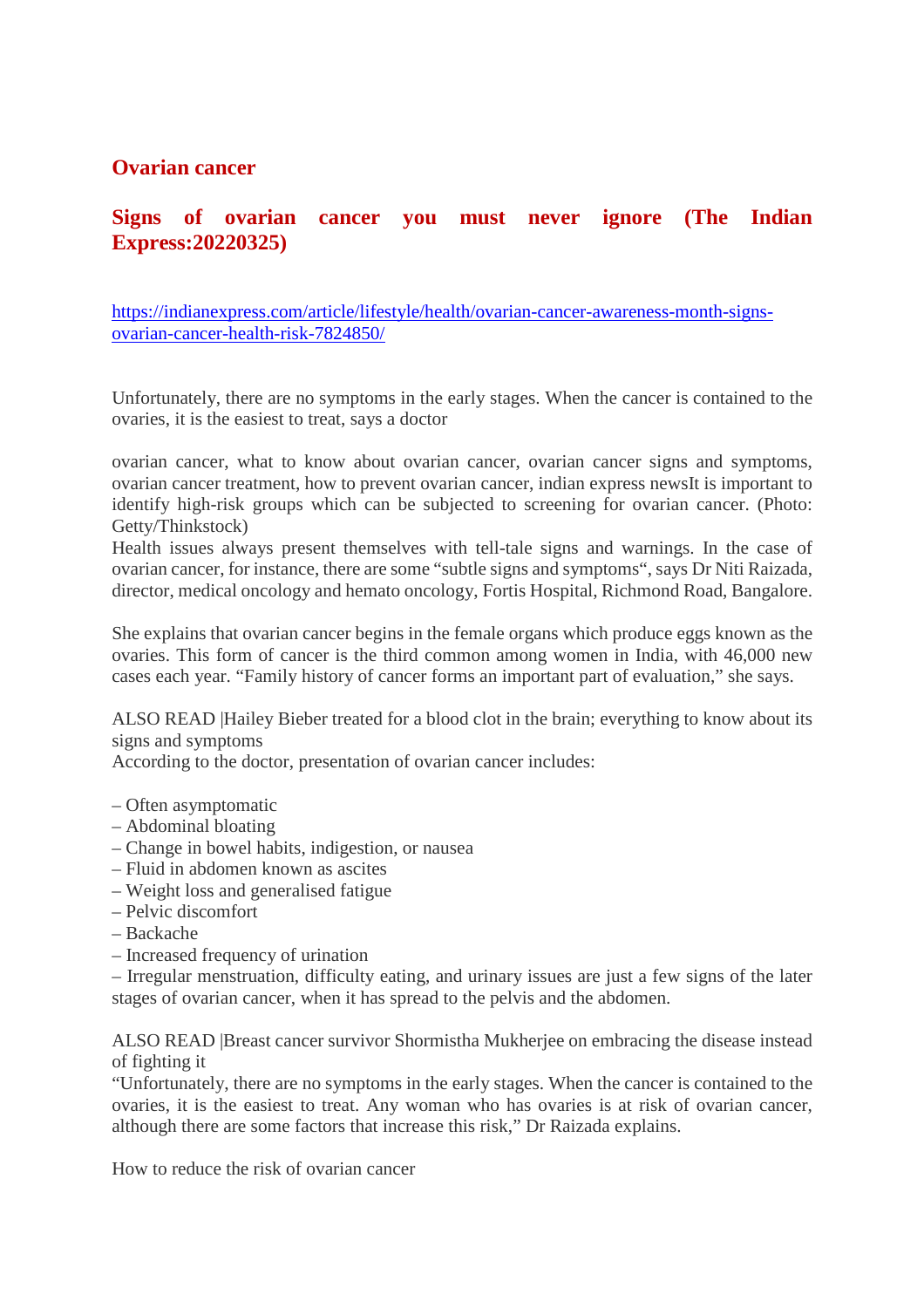## Ovarian cancer

## Signs of ovarian cancer you must never ignore (The Indian Express:20220325)

https://indianexpress.com/article/lifestyle/health/ovarian-cancer-awareness-month-signs-ovarian-cancer-health-risk-7824850/

Unfortunately, there are no symptoms in the early stages. When the cancer is contained to the ovaries, it is the easiest to treat, says a doctor

ovarian cancer, what to know about ovarian cancer, ovarian cancer signs and symptoms, ovarian cancer treatment, how to prevent ovarian cancer, indian express newsIt is important to identify high-risk groups which can be subjected to screening for ovarian cancer. (Photo: Getty/Thinkstock)
Health issues always present themselves with tell-tale signs and warnings. In the case of ovarian cancer, for instance, there are some "subtle signs and symptoms", says Dr Niti Raizada, director, medical oncology and hemato oncology, Fortis Hospital, Richmond Road, Bangalore.

She explains that ovarian cancer begins in the female organs which produce eggs known as the ovaries. This form of cancer is the third common among women in India, with 46,000 new cases each year. "Family history of cancer forms an important part of evaluation," she says.

ALSO READ |Hailey Bieber treated for a blood clot in the brain; everything to know about its signs and symptoms
According to the doctor, presentation of ovarian cancer includes:

– Often asymptomatic
– Abdominal bloating
– Change in bowel habits, indigestion, or nausea
– Fluid in abdomen known as ascites
– Weight loss and generalised fatigue
– Pelvic discomfort
– Backache
– Increased frequency of urination
– Irregular menstruation, difficulty eating, and urinary issues are just a few signs of the later stages of ovarian cancer, when it has spread to the pelvis and the abdomen.

ALSO READ |Breast cancer survivor Shormistha Mukherjee on embracing the disease instead of fighting it
"Unfortunately, there are no symptoms in the early stages. When the cancer is contained to the ovaries, it is the easiest to treat. Any woman who has ovaries is at risk of ovarian cancer, although there are some factors that increase this risk," Dr Raizada explains.

How to reduce the risk of ovarian cancer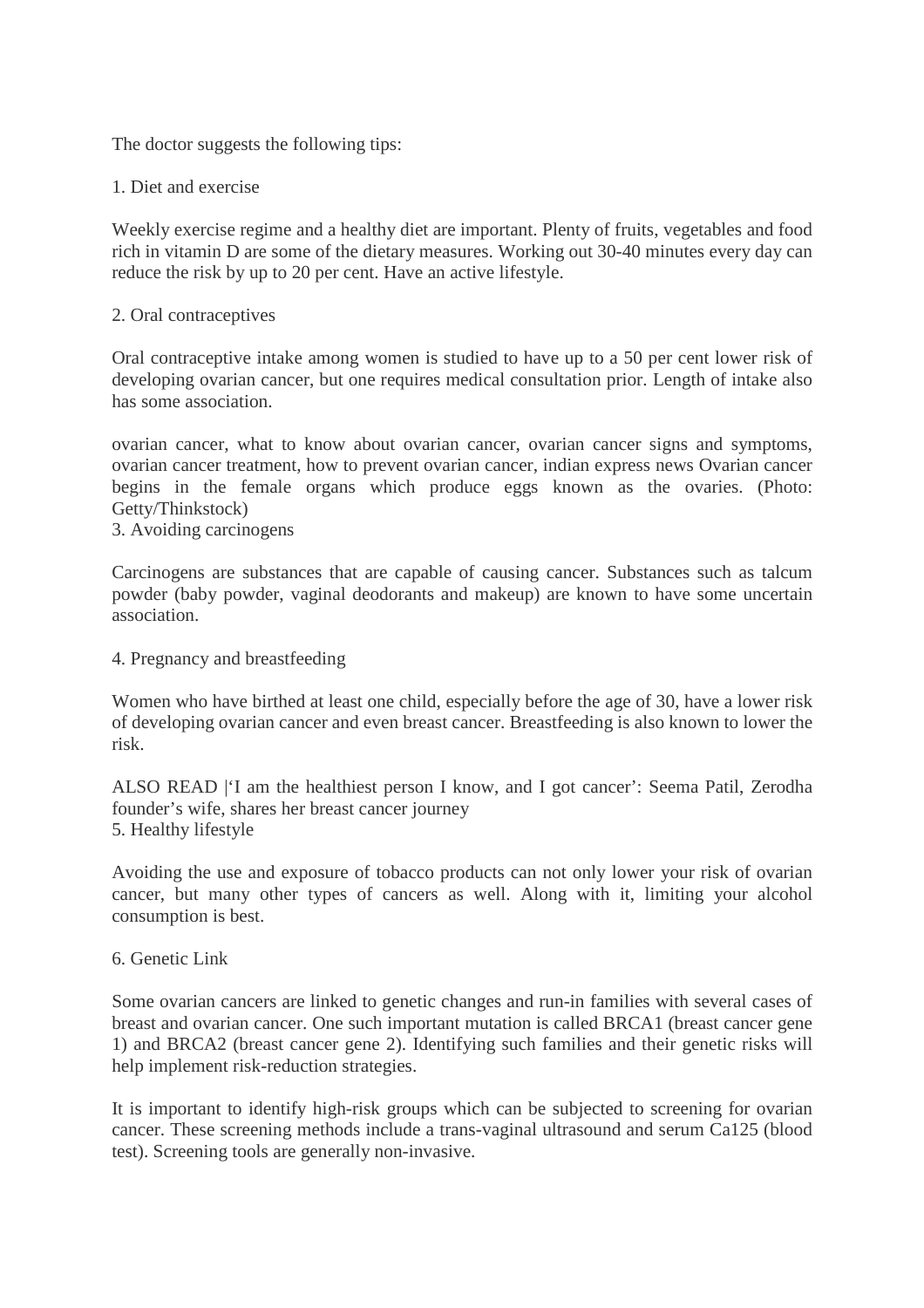The doctor suggests the following tips:

1. Diet and exercise

Weekly exercise regime and a healthy diet are important. Plenty of fruits, vegetables and food rich in vitamin D are some of the dietary measures. Working out 30-40 minutes every day can reduce the risk by up to 20 per cent. Have an active lifestyle.

2. Oral contraceptives

Oral contraceptive intake among women is studied to have up to a 50 per cent lower risk of developing ovarian cancer, but one requires medical consultation prior. Length of intake also has some association.

ovarian cancer, what to know about ovarian cancer, ovarian cancer signs and symptoms, ovarian cancer treatment, how to prevent ovarian cancer, indian express news Ovarian cancer begins in the female organs which produce eggs known as the ovaries. (Photo: Getty/Thinkstock)

3. Avoiding carcinogens

Carcinogens are substances that are capable of causing cancer. Substances such as talcum powder (baby powder, vaginal deodorants and makeup) are known to have some uncertain association.

4. Pregnancy and breastfeeding

Women who have birthed at least one child, especially before the age of 30, have a lower risk of developing ovarian cancer and even breast cancer. Breastfeeding is also known to lower the risk.

ALSO READ |'I am the healthiest person I know, and I got cancer': Seema Patil, Zerodha founder's wife, shares her breast cancer journey

5. Healthy lifestyle

Avoiding the use and exposure of tobacco products can not only lower your risk of ovarian cancer, but many other types of cancers as well. Along with it, limiting your alcohol consumption is best.

6. Genetic Link

Some ovarian cancers are linked to genetic changes and run-in families with several cases of breast and ovarian cancer. One such important mutation is called BRCA1 (breast cancer gene 1) and BRCA2 (breast cancer gene 2). Identifying such families and their genetic risks will help implement risk-reduction strategies.

It is important to identify high-risk groups which can be subjected to screening for ovarian cancer. These screening methods include a trans-vaginal ultrasound and serum Ca125 (blood test). Screening tools are generally non-invasive.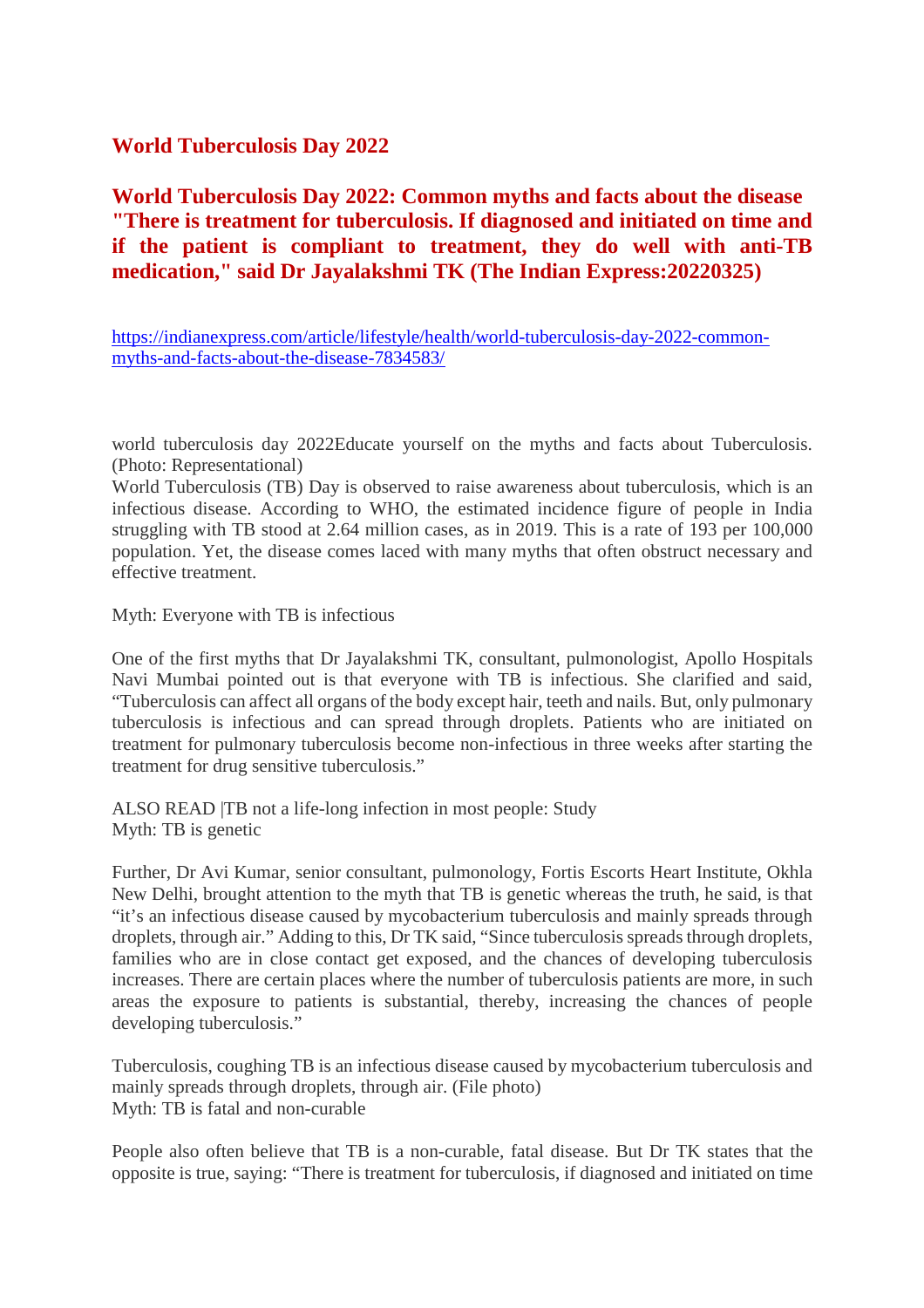## World Tuberculosis Day 2022

## World Tuberculosis Day 2022: Common myths and facts about the disease "There is treatment for tuberculosis. If diagnosed and initiated on time and if the patient is compliant to treatment, they do well with anti-TB medication," said Dr Jayalakshmi TK (The Indian Express:20220325)

https://indianexpress.com/article/lifestyle/health/world-tuberculosis-day-2022-common-myths-and-facts-about-the-disease-7834583/

world tuberculosis day 2022Educate yourself on the myths and facts about Tuberculosis. (Photo: Representational)

World Tuberculosis (TB) Day is observed to raise awareness about tuberculosis, which is an infectious disease. According to WHO, the estimated incidence figure of people in India struggling with TB stood at 2.64 million cases, as in 2019. This is a rate of 193 per 100,000 population. Yet, the disease comes laced with many myths that often obstruct necessary and effective treatment.

Myth: Everyone with TB is infectious

One of the first myths that Dr Jayalakshmi TK, consultant, pulmonologist, Apollo Hospitals Navi Mumbai pointed out is that everyone with TB is infectious. She clarified and said, "Tuberculosis can affect all organs of the body except hair, teeth and nails. But, only pulmonary tuberculosis is infectious and can spread through droplets. Patients who are initiated on treatment for pulmonary tuberculosis become non-infectious in three weeks after starting the treatment for drug sensitive tuberculosis."

ALSO READ |TB not a life-long infection in most people: Study

Myth: TB is genetic

Further, Dr Avi Kumar, senior consultant, pulmonology, Fortis Escorts Heart Institute, Okhla New Delhi, brought attention to the myth that TB is genetic whereas the truth, he said, is that "it's an infectious disease caused by mycobacterium tuberculosis and mainly spreads through droplets, through air." Adding to this, Dr TK said, "Since tuberculosis spreads through droplets, families who are in close contact get exposed, and the chances of developing tuberculosis increases. There are certain places where the number of tuberculosis patients are more, in such areas the exposure to patients is substantial, thereby, increasing the chances of people developing tuberculosis."

Tuberculosis, coughing TB is an infectious disease caused by mycobacterium tuberculosis and mainly spreads through droplets, through air. (File photo)

Myth: TB is fatal and non-curable

People also often believe that TB is a non-curable, fatal disease. But Dr TK states that the opposite is true, saying: "There is treatment for tuberculosis, if diagnosed and initiated on time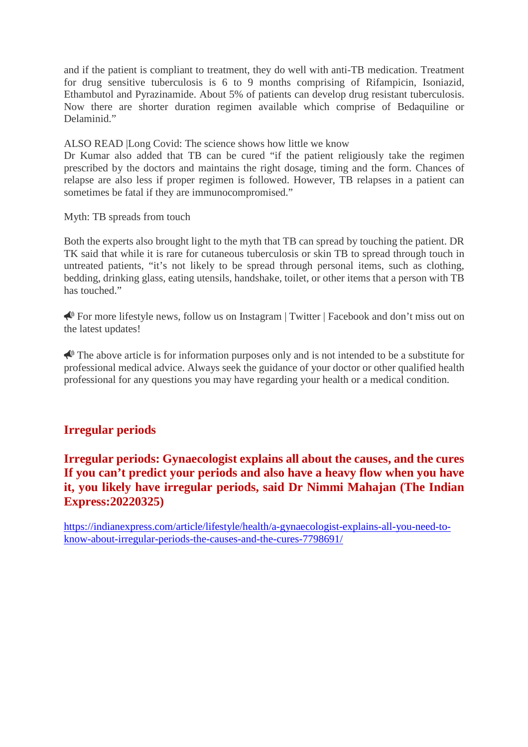and if the patient is compliant to treatment, they do well with anti-TB medication. Treatment for drug sensitive tuberculosis is 6 to 9 months comprising of Rifampicin, Isoniazid, Ethambutol and Pyrazinamide. About 5% of patients can develop drug resistant tuberculosis. Now there are shorter duration regimen available which comprise of Bedaquiline or Delaminid."

ALSO READ |Long Covid: The science shows how little we know
Dr Kumar also added that TB can be cured "if the patient religiously take the regimen prescribed by the doctors and maintains the right dosage, timing and the form. Chances of relapse are also less if proper regimen is followed. However, TB relapses in a patient can sometimes be fatal if they are immunocompromised."

Myth: TB spreads from touch

Both the experts also brought light to the myth that TB can spread by touching the patient. DR TK said that while it is rare for cutaneous tuberculosis or skin TB to spread through touch in untreated patients, "it's not likely to be spread through personal items, such as clothing, bedding, drinking glass, eating utensils, handshake, toilet, or other items that a person with TB has touched."

📣 For more lifestyle news, follow us on Instagram | Twitter | Facebook and don't miss out on the latest updates!

📣 The above article is for information purposes only and is not intended to be a substitute for professional medical advice. Always seek the guidance of your doctor or other qualified health professional for any questions you may have regarding your health or a medical condition.

## Irregular periods

**Irregular periods: Gynaecologist explains all about the causes, and the cures If you can't predict your periods and also have a heavy flow when you have it, you likely have irregular periods, said Dr Nimmi Mahajan (The Indian Express:20220325)**

https://indianexpress.com/article/lifestyle/health/a-gynaecologist-explains-all-you-need-to-know-about-irregular-periods-the-causes-and-the-cures-7798691/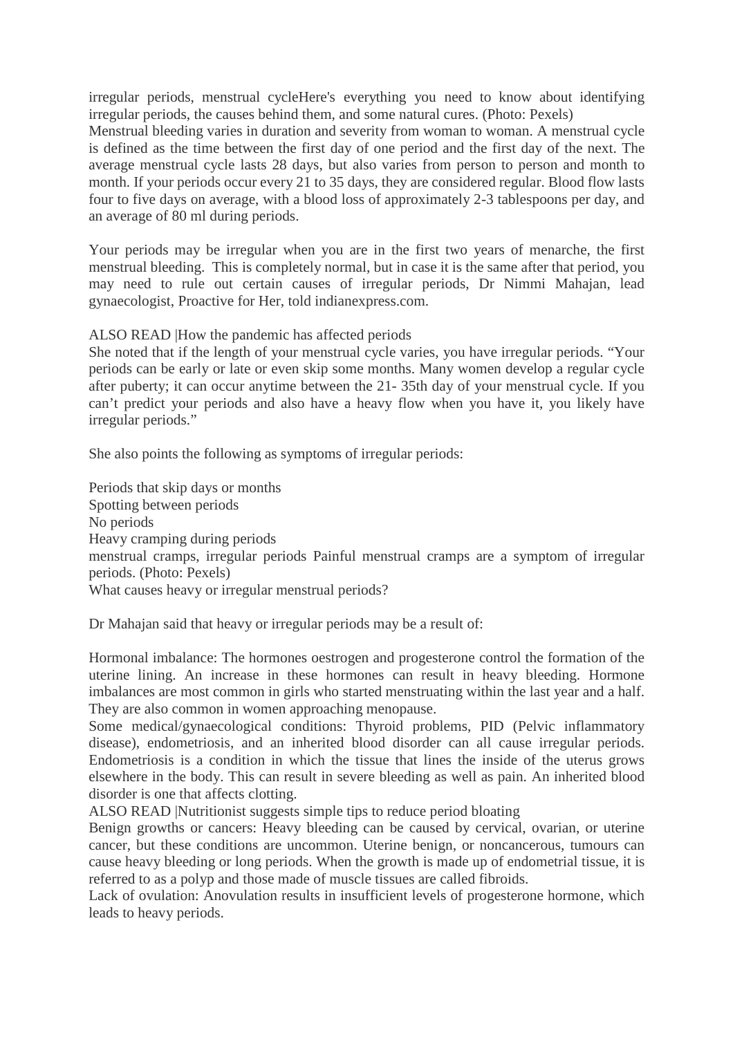irregular periods, menstrual cycleHere's everything you need to know about identifying irregular periods, the causes behind them, and some natural cures. (Photo: Pexels)
Menstrual bleeding varies in duration and severity from woman to woman. A menstrual cycle is defined as the time between the first day of one period and the first day of the next. The average menstrual cycle lasts 28 days, but also varies from person to person and month to month. If your periods occur every 21 to 35 days, they are considered regular. Blood flow lasts four to five days on average, with a blood loss of approximately 2-3 tablespoons per day, and an average of 80 ml during periods.

Your periods may be irregular when you are in the first two years of menarche, the first menstrual bleeding. This is completely normal, but in case it is the same after that period, you may need to rule out certain causes of irregular periods, Dr Nimmi Mahajan, lead gynaecologist, Proactive for Her, told indianexpress.com.

ALSO READ |How the pandemic has affected periods
She noted that if the length of your menstrual cycle varies, you have irregular periods. "Your periods can be early or late or even skip some months. Many women develop a regular cycle after puberty; it can occur anytime between the 21- 35th day of your menstrual cycle. If you can't predict your periods and also have a heavy flow when you have it, you likely have irregular periods."

She also points the following as symptoms of irregular periods:

Periods that skip days or months
Spotting between periods
No periods
Heavy cramping during periods
menstrual cramps, irregular periods Painful menstrual cramps are a symptom of irregular periods. (Photo: Pexels)
What causes heavy or irregular menstrual periods?

Dr Mahajan said that heavy or irregular periods may be a result of:

Hormonal imbalance: The hormones oestrogen and progesterone control the formation of the uterine lining. An increase in these hormones can result in heavy bleeding. Hormone imbalances are most common in girls who started menstruating within the last year and a half. They are also common in women approaching menopause.
Some medical/gynaecological conditions: Thyroid problems, PID (Pelvic inflammatory disease), endometriosis, and an inherited blood disorder can all cause irregular periods. Endometriosis is a condition in which the tissue that lines the inside of the uterus grows elsewhere in the body. This can result in severe bleeding as well as pain. An inherited blood disorder is one that affects clotting.
ALSO READ |Nutritionist suggests simple tips to reduce period bloating
Benign growths or cancers: Heavy bleeding can be caused by cervical, ovarian, or uterine cancer, but these conditions are uncommon. Uterine benign, or noncancerous, tumours can cause heavy bleeding or long periods. When the growth is made up of endometrial tissue, it is referred to as a polyp and those made of muscle tissues are called fibroids.
Lack of ovulation: Anovulation results in insufficient levels of progesterone hormone, which leads to heavy periods.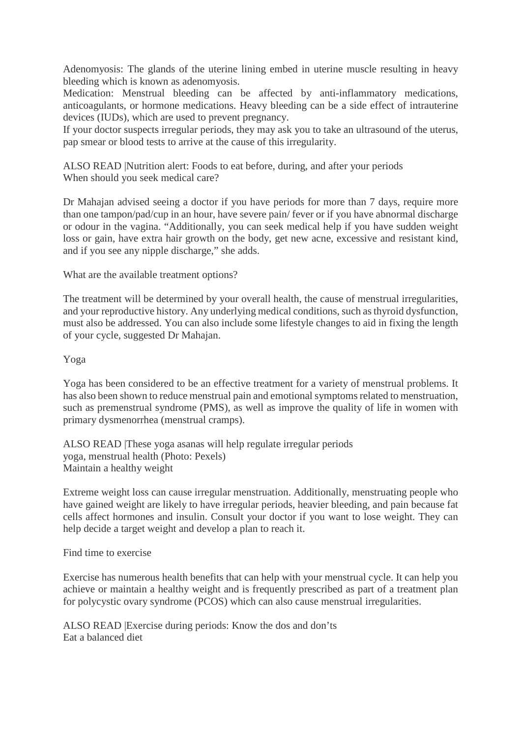Adenomyosis: The glands of the uterine lining embed in uterine muscle resulting in heavy bleeding which is known as adenomyosis.

Medication: Menstrual bleeding can be affected by anti-inflammatory medications, anticoagulants, or hormone medications. Heavy bleeding can be a side effect of intrauterine devices (IUDs), which are used to prevent pregnancy.

If your doctor suspects irregular periods, they may ask you to take an ultrasound of the uterus, pap smear or blood tests to arrive at the cause of this irregularity.

ALSO READ |Nutrition alert: Foods to eat before, during, and after your periods

## When should you seek medical care?

Dr Mahajan advised seeing a doctor if you have periods for more than 7 days, require more than one tampon/pad/cup in an hour, have severe pain/ fever or if you have abnormal discharge or odour in the vagina. “Additionally, you can seek medical help if you have sudden weight loss or gain, have extra hair growth on the body, get new acne, excessive and resistant kind, and if you see any nipple discharge,” she adds.

## What are the available treatment options?

The treatment will be determined by your overall health, the cause of menstrual irregularities, and your reproductive history. Any underlying medical conditions, such as thyroid dysfunction, must also be addressed. You can also include some lifestyle changes to aid in fixing the length of your cycle, suggested Dr Mahajan.

### Yoga

Yoga has been considered to be an effective treatment for a variety of menstrual problems. It has also been shown to reduce menstrual pain and emotional symptoms related to menstruation, such as premenstrual syndrome (PMS), as well as improve the quality of life in women with primary dysmenorrhea (menstrual cramps).

ALSO READ |These yoga asanas will help regulate irregular periods

yoga, menstrual health (Photo: Pexels)

### Maintain a healthy weight

Extreme weight loss can cause irregular menstruation. Additionally, menstruating people who have gained weight are likely to have irregular periods, heavier bleeding, and pain because fat cells affect hormones and insulin. Consult your doctor if you want to lose weight. They can help decide a target weight and develop a plan to reach it.

### Find time to exercise

Exercise has numerous health benefits that can help with your menstrual cycle. It can help you achieve or maintain a healthy weight and is frequently prescribed as part of a treatment plan for polycystic ovary syndrome (PCOS) which can also cause menstrual irregularities.

ALSO READ |Exercise during periods: Know the dos and don’ts

### Eat a balanced diet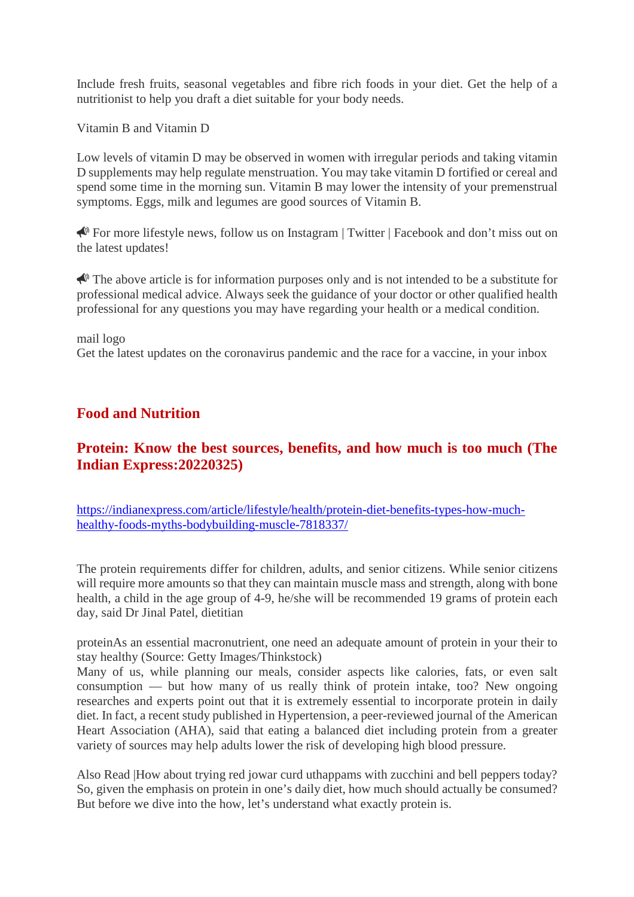Include fresh fruits, seasonal vegetables and fibre rich foods in your diet. Get the help of a nutritionist to help you draft a diet suitable for your body needs.

Vitamin B and Vitamin D

Low levels of vitamin D may be observed in women with irregular periods and taking vitamin D supplements may help regulate menstruation. You may take vitamin D fortified or cereal and spend some time in the morning sun. Vitamin B may lower the intensity of your premenstrual symptoms. Eggs, milk and legumes are good sources of Vitamin B.

📣 For more lifestyle news, follow us on Instagram | Twitter | Facebook and don't miss out on the latest updates!

📣 The above article is for information purposes only and is not intended to be a substitute for professional medical advice. Always seek the guidance of your doctor or other qualified health professional for any questions you may have regarding your health or a medical condition.

mail logo
Get the latest updates on the coronavirus pandemic and the race for a vaccine, in your inbox

## Food and Nutrition

## Protein: Know the best sources, benefits, and how much is too much (The Indian Express:20220325)

https://indianexpress.com/article/lifestyle/health/protein-diet-benefits-types-how-much-healthy-foods-myths-bodybuilding-muscle-7818337/

The protein requirements differ for children, adults, and senior citizens. While senior citizens will require more amounts so that they can maintain muscle mass and strength, along with bone health, a child in the age group of 4-9, he/she will be recommended 19 grams of protein each day, said Dr Jinal Patel, dietitian

proteinAs an essential macronutrient, one need an adequate amount of protein in your their to stay healthy (Source: Getty Images/Thinkstock)
Many of us, while planning our meals, consider aspects like calories, fats, or even salt consumption — but how many of us really think of protein intake, too? New ongoing researches and experts point out that it is extremely essential to incorporate protein in daily diet. In fact, a recent study published in Hypertension, a peer-reviewed journal of the American Heart Association (AHA), said that eating a balanced diet including protein from a greater variety of sources may help adults lower the risk of developing high blood pressure.

Also Read |How about trying red jowar curd uthappams with zucchini and bell peppers today?
So, given the emphasis on protein in one's daily diet, how much should actually be consumed? But before we dive into the how, let's understand what exactly protein is.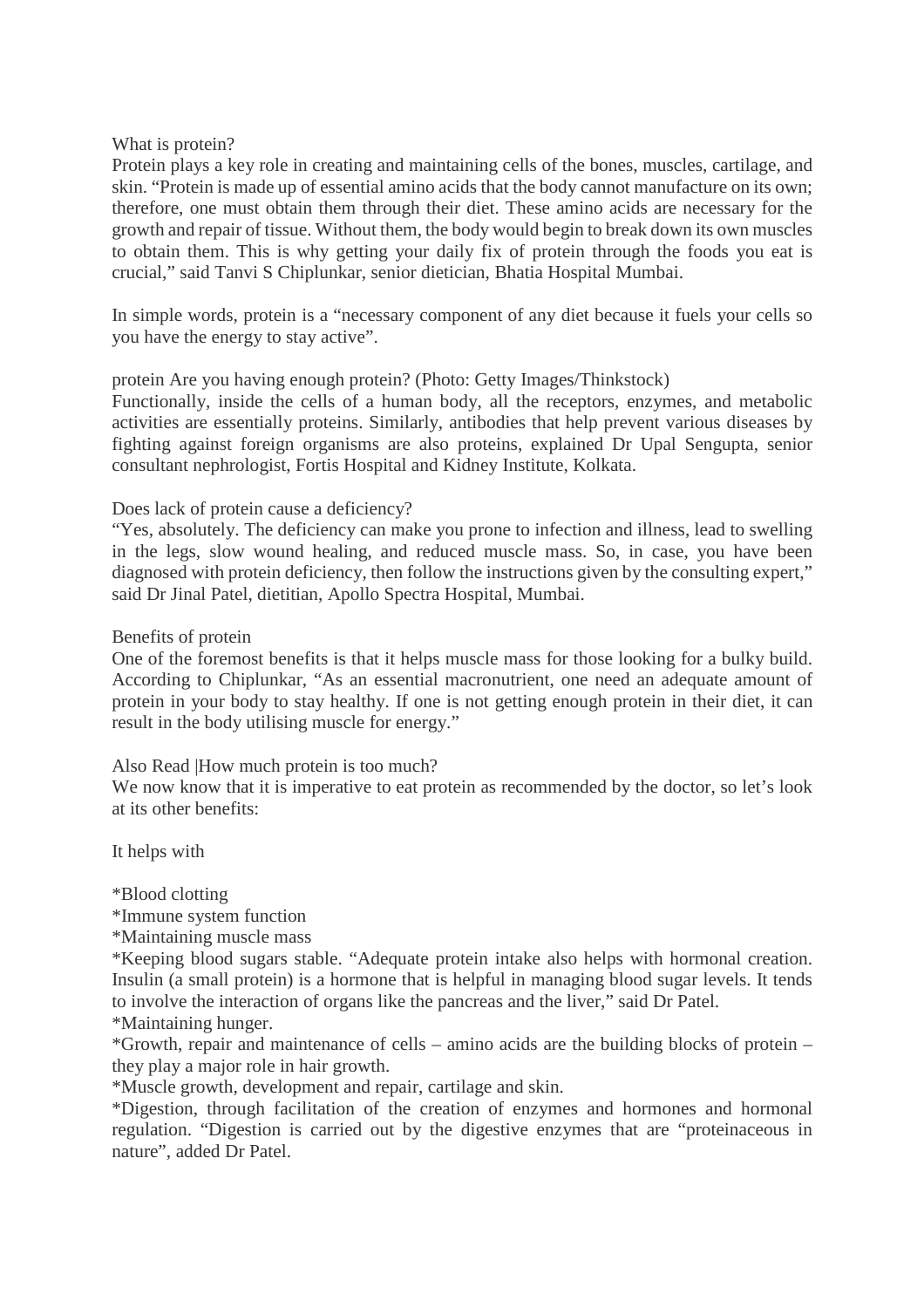What is protein?

Protein plays a key role in creating and maintaining cells of the bones, muscles, cartilage, and skin. "Protein is made up of essential amino acids that the body cannot manufacture on its own; therefore, one must obtain them through their diet. These amino acids are necessary for the growth and repair of tissue. Without them, the body would begin to break down its own muscles to obtain them. This is why getting your daily fix of protein through the foods you eat is crucial," said Tanvi S Chiplunkar, senior dietician, Bhatia Hospital Mumbai.

In simple words, protein is a "necessary component of any diet because it fuels your cells so you have the energy to stay active".

protein Are you having enough protein? (Photo: Getty Images/Thinkstock)

Functionally, inside the cells of a human body, all the receptors, enzymes, and metabolic activities are essentially proteins. Similarly, antibodies that help prevent various diseases by fighting against foreign organisms are also proteins, explained Dr Upal Sengupta, senior consultant nephrologist, Fortis Hospital and Kidney Institute, Kolkata.

Does lack of protein cause a deficiency?

"Yes, absolutely. The deficiency can make you prone to infection and illness, lead to swelling in the legs, slow wound healing, and reduced muscle mass. So, in case, you have been diagnosed with protein deficiency, then follow the instructions given by the consulting expert," said Dr Jinal Patel, dietitian, Apollo Spectra Hospital, Mumbai.

Benefits of protein

One of the foremost benefits is that it helps muscle mass for those looking for a bulky build. According to Chiplunkar, "As an essential macronutrient, one need an adequate amount of protein in your body to stay healthy. If one is not getting enough protein in their diet, it can result in the body utilising muscle for energy."

Also Read |How much protein is too much?

We now know that it is imperative to eat protein as recommended by the doctor, so let's look at its other benefits:

It helps with

*Blood clotting
*Immune system function
*Maintaining muscle mass
*Keeping blood sugars stable. "Adequate protein intake also helps with hormonal creation. Insulin (a small protein) is a hormone that is helpful in managing blood sugar levels. It tends to involve the interaction of organs like the pancreas and the liver," said Dr Patel.
*Maintaining hunger.
*Growth, repair and maintenance of cells – amino acids are the building blocks of protein – they play a major role in hair growth.
*Muscle growth, development and repair, cartilage and skin.
*Digestion, through facilitation of the creation of enzymes and hormones and hormonal regulation. "Digestion is carried out by the digestive enzymes that are "proteinaceous in nature", added Dr Patel.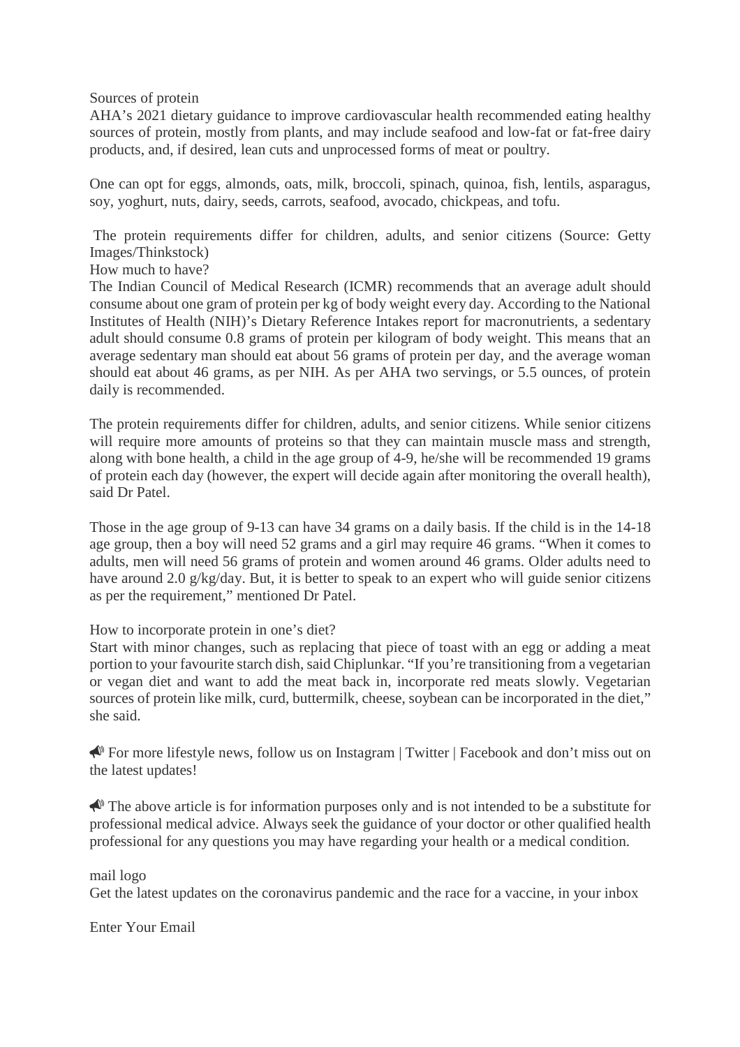Sources of protein

AHA's 2021 dietary guidance to improve cardiovascular health recommended eating healthy sources of protein, mostly from plants, and may include seafood and low-fat or fat-free dairy products, and, if desired, lean cuts and unprocessed forms of meat or poultry.

One can opt for eggs, almonds, oats, milk, broccoli, spinach, quinoa, fish, lentils, asparagus, soy, yoghurt, nuts, dairy, seeds, carrots, seafood, avocado, chickpeas, and tofu.

The protein requirements differ for children, adults, and senior citizens (Source: Getty Images/Thinkstock)

How much to have?

The Indian Council of Medical Research (ICMR) recommends that an average adult should consume about one gram of protein per kg of body weight every day. According to the National Institutes of Health (NIH)'s Dietary Reference Intakes report for macronutrients, a sedentary adult should consume 0.8 grams of protein per kilogram of body weight. This means that an average sedentary man should eat about 56 grams of protein per day, and the average woman should eat about 46 grams, as per NIH. As per AHA two servings, or 5.5 ounces, of protein daily is recommended.

The protein requirements differ for children, adults, and senior citizens. While senior citizens will require more amounts of proteins so that they can maintain muscle mass and strength, along with bone health, a child in the age group of 4-9, he/she will be recommended 19 grams of protein each day (however, the expert will decide again after monitoring the overall health), said Dr Patel.

Those in the age group of 9-13 can have 34 grams on a daily basis. If the child is in the 14-18 age group, then a boy will need 52 grams and a girl may require 46 grams. "When it comes to adults, men will need 56 grams of protein and women around 46 grams. Older adults need to have around 2.0 g/kg/day. But, it is better to speak to an expert who will guide senior citizens as per the requirement," mentioned Dr Patel.

How to incorporate protein in one's diet?

Start with minor changes, such as replacing that piece of toast with an egg or adding a meat portion to your favourite starch dish, said Chiplunkar. "If you're transitioning from a vegetarian or vegan diet and want to add the meat back in, incorporate red meats slowly. Vegetarian sources of protein like milk, curd, buttermilk, cheese, soybean can be incorporated in the diet," she said.

📣 For more lifestyle news, follow us on Instagram | Twitter | Facebook and don't miss out on the latest updates!

📣 The above article is for information purposes only and is not intended to be a substitute for professional medical advice. Always seek the guidance of your doctor or other qualified health professional for any questions you may have regarding your health or a medical condition.

mail logo

Get the latest updates on the coronavirus pandemic and the race for a vaccine, in your inbox

Enter Your Email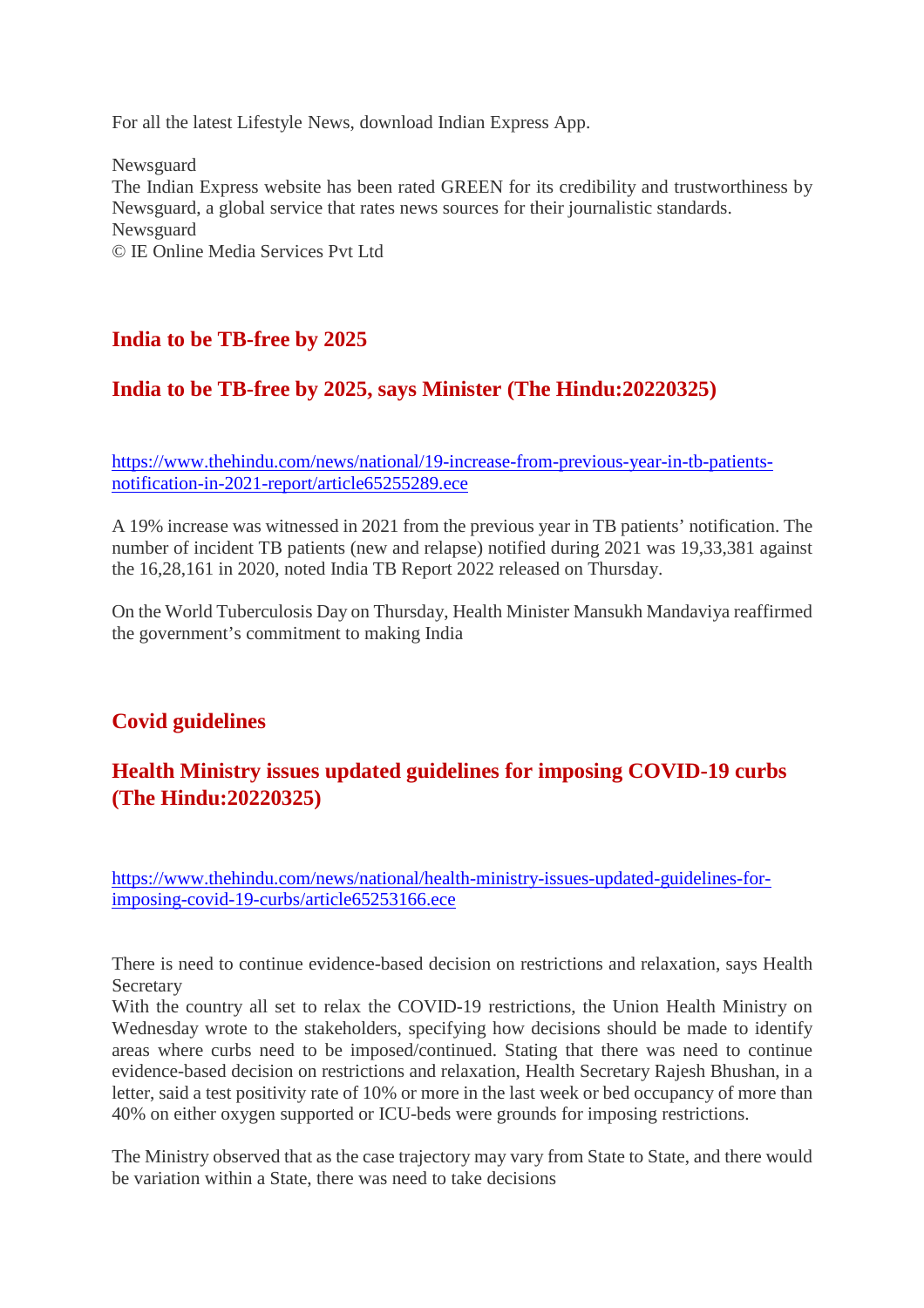For all the latest Lifestyle News, download Indian Express App.

Newsguard
The Indian Express website has been rated GREEN for its credibility and trustworthiness by Newsguard, a global service that rates news sources for their journalistic standards.
Newsguard
© IE Online Media Services Pvt Ltd

## India to be TB-free by 2025

## India to be TB-free by 2025, says Minister (The Hindu:20220325)

https://www.thehindu.com/news/national/19-increase-from-previous-year-in-tb-patients-notification-in-2021-report/article65255289.ece

A 19% increase was witnessed in 2021 from the previous year in TB patients' notification. The number of incident TB patients (new and relapse) notified during 2021 was 19,33,381 against the 16,28,161 in 2020, noted India TB Report 2022 released on Thursday.

On the World Tuberculosis Day on Thursday, Health Minister Mansukh Mandaviya reaffirmed the government's commitment to making India

## Covid guidelines

## Health Ministry issues updated guidelines for imposing COVID-19 curbs (The Hindu:20220325)

https://www.thehindu.com/news/national/health-ministry-issues-updated-guidelines-for-imposing-covid-19-curbs/article65253166.ece

There is need to continue evidence-based decision on restrictions and relaxation, says Health Secretary
With the country all set to relax the COVID-19 restrictions, the Union Health Ministry on Wednesday wrote to the stakeholders, specifying how decisions should be made to identify areas where curbs need to be imposed/continued. Stating that there was need to continue evidence-based decision on restrictions and relaxation, Health Secretary Rajesh Bhushan, in a letter, said a test positivity rate of 10% or more in the last week or bed occupancy of more than 40% on either oxygen supported or ICU-beds were grounds for imposing restrictions.

The Ministry observed that as the case trajectory may vary from State to State, and there would be variation within a State, there was need to take decisions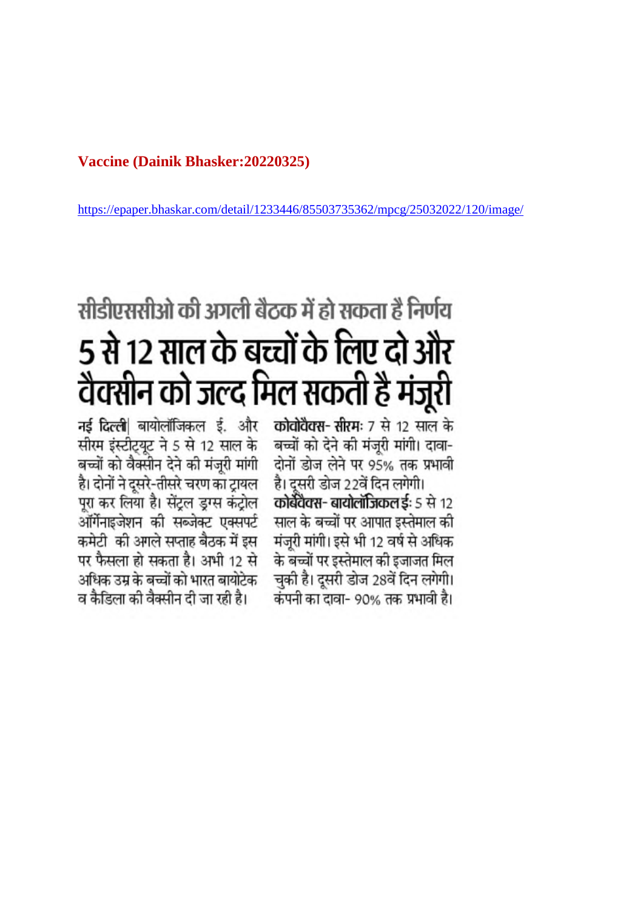**Vaccine (Dainik Bhasker:20220325)**

https://epaper.bhaskar.com/detail/1233446/85503735362/mpcg/25032022/120/image/

### सीडीएससीओ की अगली बैठक में हो सकता है निर्णय

# 5 से 12 साल के बच्चों के लिए दो और वैक्सीन को जल्द मिल सकती है मंजूरी

**नई दिल्ली|** बायोलॉजिकल ई. और सीरम इंस्टीट्यूट ने 5 से 12 साल के बच्चों को वैक्सीन देने की मंजूरी मांगी है। दोनों ने दूसरे-तीसरे चरण का ट्रायल पूरा कर लिया है। सेंट्रल ड्रग्स कंट्रोल ऑर्गेनाइजेशन की सब्जेक्ट एक्सपर्ट कमेटी की अगले सप्ताह बैठक में इस पर फैसला हो सकता है। अभी 12 से अधिक उम्र के बच्चों को भारत बायोटेक व कैडिला की वैक्सीन दी जा रही है।

**कोवोवैक्स- सीरमः** 7 से 12 साल के बच्चों को देने की मंजूरी मांगी। दावा- दोनों डोज लेने पर 95% तक प्रभावी है। दूसरी डोज 22वें दिन लगेगी।

**कोर्बेवैक्स- बायोलॉजिकल ईः** 5 से 12 साल के बच्चों पर आपात इस्तेमाल की मंजूरी मांगी। इसे भी 12 वर्ष से अधिक के बच्चों पर इस्तेमाल की इजाजत मिल चुकी है। दूसरी डोज 28वें दिन लगेगी। कंपनी का दावा- 90% तक प्रभावी है।